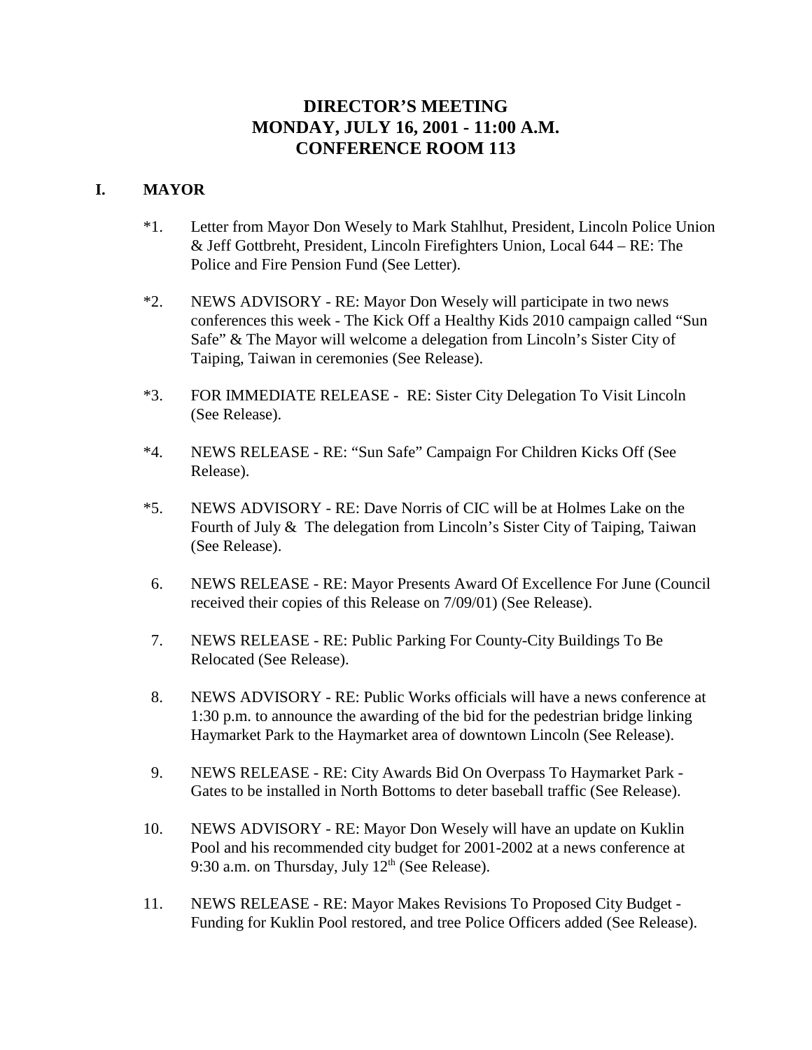# DIRECTOR'S MEETING
# MONDAY, JULY 16, 2001 - 11:00 A.M.
# CONFERENCE ROOM 113

## I. MAYOR

*1. Letter from Mayor Don Wesely to Mark Stahlhut, President, Lincoln Police Union & Jeff Gottbreht, President, Lincoln Firefighters Union, Local 644 – RE: The Police and Fire Pension Fund (See Letter).

*2. NEWS ADVISORY - RE: Mayor Don Wesely will participate in two news conferences this week - The Kick Off a Healthy Kids 2010 campaign called "Sun Safe" & The Mayor will welcome a delegation from Lincoln's Sister City of Taiping, Taiwan in ceremonies (See Release).

*3. FOR IMMEDIATE RELEASE - RE: Sister City Delegation To Visit Lincoln (See Release).

*4. NEWS RELEASE - RE: "Sun Safe" Campaign For Children Kicks Off (See Release).

*5. NEWS ADVISORY - RE: Dave Norris of CIC will be at Holmes Lake on the Fourth of July & The delegation from Lincoln's Sister City of Taiping, Taiwan (See Release).

6. NEWS RELEASE - RE: Mayor Presents Award Of Excellence For June (Council received their copies of this Release on 7/09/01) (See Release).

7. NEWS RELEASE - RE: Public Parking For County-City Buildings To Be Relocated (See Release).

8. NEWS ADVISORY - RE: Public Works officials will have a news conference at 1:30 p.m. to announce the awarding of the bid for the pedestrian bridge linking Haymarket Park to the Haymarket area of downtown Lincoln (See Release).

9. NEWS RELEASE - RE: City Awards Bid On Overpass To Haymarket Park - Gates to be installed in North Bottoms to deter baseball traffic (See Release).

10. NEWS ADVISORY - RE: Mayor Don Wesely will have an update on Kuklin Pool and his recommended city budget for 2001-2002 at a news conference at 9:30 a.m. on Thursday, July 12th (See Release).

11. NEWS RELEASE - RE: Mayor Makes Revisions To Proposed City Budget - Funding for Kuklin Pool restored, and tree Police Officers added (See Release).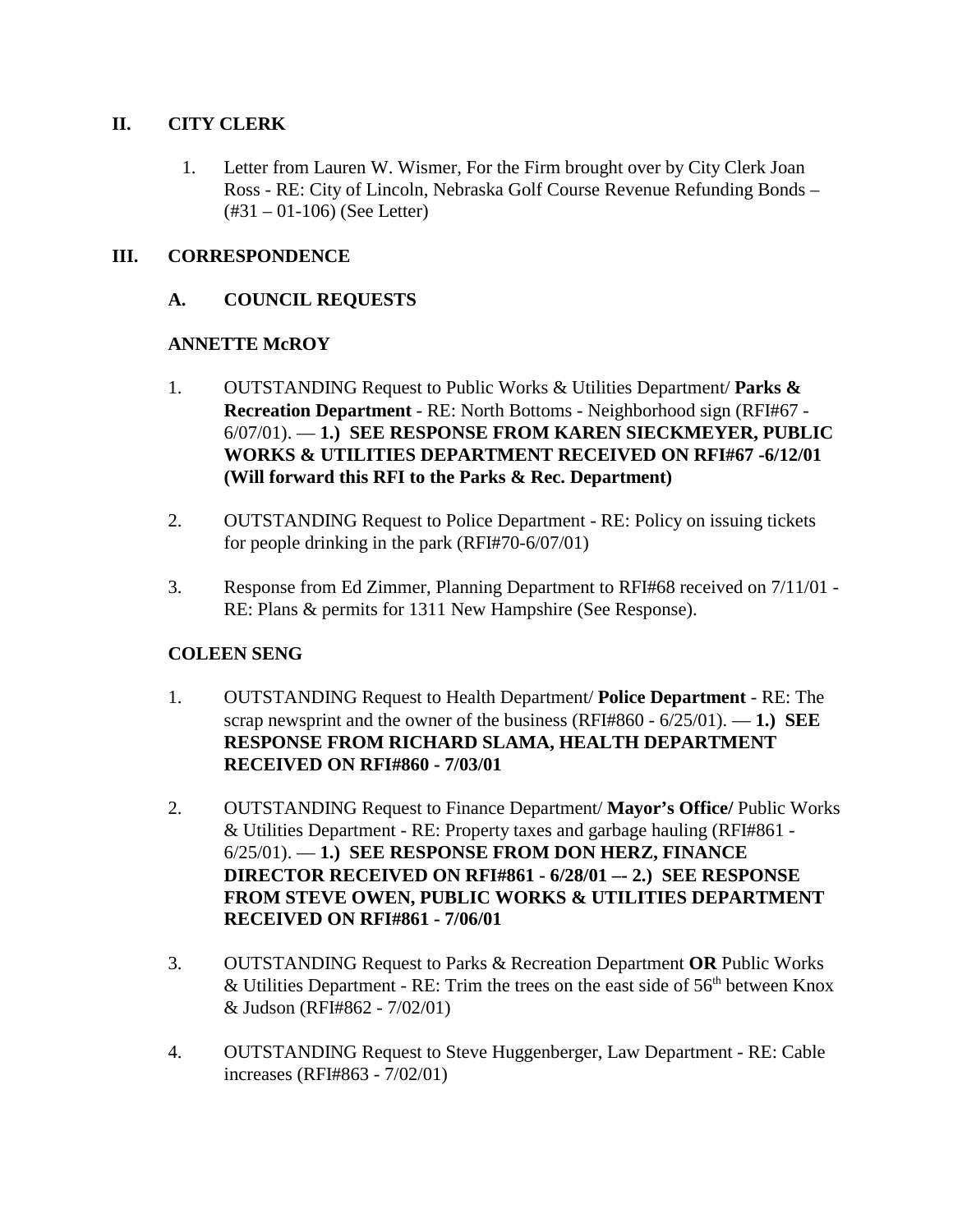## II. CITY CLERK

1. Letter from Lauren W. Wismer, For the Firm brought over by City Clerk Joan Ross - RE: City of Lincoln, Nebraska Golf Course Revenue Refunding Bonds – (#31 – 01-106) (See Letter)

## III. CORRESPONDENCE

### A. COUNCIL REQUESTS

**ANNETTE McROY**

1. OUTSTANDING Request to Public Works & Utilities Department/ **Parks & Recreation Department** - RE: North Bottoms - Neighborhood sign (RFI#67 - 6/07/01). — **1.) SEE RESPONSE FROM KAREN SIECKMEYER, PUBLIC WORKS & UTILITIES DEPARTMENT RECEIVED ON RFI#67 -6/12/01 (Will forward this RFI to the Parks & Rec. Department)**

2. OUTSTANDING Request to Police Department - RE: Policy on issuing tickets for people drinking in the park (RFI#70-6/07/01)

3. Response from Ed Zimmer, Planning Department to RFI#68 received on 7/11/01 - RE: Plans & permits for 1311 New Hampshire (See Response).

**COLEEN SENG**

1. OUTSTANDING Request to Health Department/ **Police Department** - RE: The scrap newsprint and the owner of the business (RFI#860 - 6/25/01). — **1.) SEE RESPONSE FROM RICHARD SLAMA, HEALTH DEPARTMENT RECEIVED ON RFI#860 - 7/03/01**

2. OUTSTANDING Request to Finance Department/ **Mayor's Office/** Public Works & Utilities Department - RE: Property taxes and garbage hauling (RFI#861 - 6/25/01). — **1.) SEE RESPONSE FROM DON HERZ, FINANCE DIRECTOR RECEIVED ON RFI#861 - 6/28/01 –- 2.) SEE RESPONSE FROM STEVE OWEN, PUBLIC WORKS & UTILITIES DEPARTMENT RECEIVED ON RFI#861 - 7/06/01**

3. OUTSTANDING Request to Parks & Recreation Department **OR** Public Works & Utilities Department - RE: Trim the trees on the east side of 56th between Knox & Judson (RFI#862 - 7/02/01)

4. OUTSTANDING Request to Steve Huggenberger, Law Department - RE: Cable increases (RFI#863 - 7/02/01)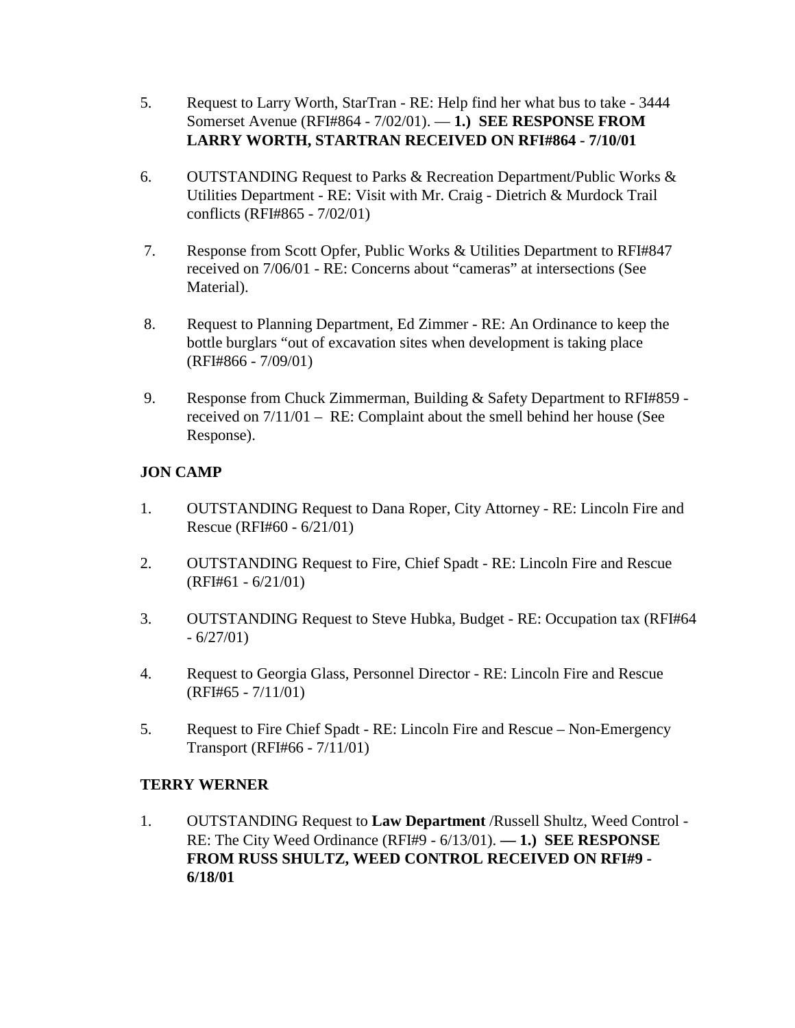5. Request to Larry Worth, StarTran - RE: Help find her what bus to take - 3444 Somerset Avenue (RFI#864 - 7/02/01). — **1.) SEE RESPONSE FROM LARRY WORTH, STARTRAN RECEIVED ON RFI#864 - 7/10/01**

6. OUTSTANDING Request to Parks & Recreation Department/Public Works & Utilities Department - RE: Visit with Mr. Craig - Dietrich & Murdock Trail conflicts (RFI#865 - 7/02/01)

7. Response from Scott Opfer, Public Works & Utilities Department to RFI#847 received on 7/06/01 - RE: Concerns about "cameras" at intersections (See Material).

8. Request to Planning Department, Ed Zimmer - RE: An Ordinance to keep the bottle burglars "out of excavation sites when development is taking place (RFI#866 - 7/09/01)

9. Response from Chuck Zimmerman, Building & Safety Department to RFI#859 - received on 7/11/01 – RE: Complaint about the smell behind her house (See Response).

**JON CAMP**

1. OUTSTANDING Request to Dana Roper, City Attorney - RE: Lincoln Fire and Rescue (RFI#60 - 6/21/01)

2. OUTSTANDING Request to Fire, Chief Spadt - RE: Lincoln Fire and Rescue (RFI#61 - 6/21/01)

3. OUTSTANDING Request to Steve Hubka, Budget - RE: Occupation tax (RFI#64 - 6/27/01)

4. Request to Georgia Glass, Personnel Director - RE: Lincoln Fire and Rescue (RFI#65 - 7/11/01)

5. Request to Fire Chief Spadt - RE: Lincoln Fire and Rescue – Non-Emergency Transport (RFI#66 - 7/11/01)

**TERRY WERNER**

1. OUTSTANDING Request to **Law Department** /Russell Shultz, Weed Control - RE: The City Weed Ordinance (RFI#9 - 6/13/01). **— 1.) SEE RESPONSE FROM RUSS SHULTZ, WEED CONTROL RECEIVED ON RFI#9 - 6/18/01**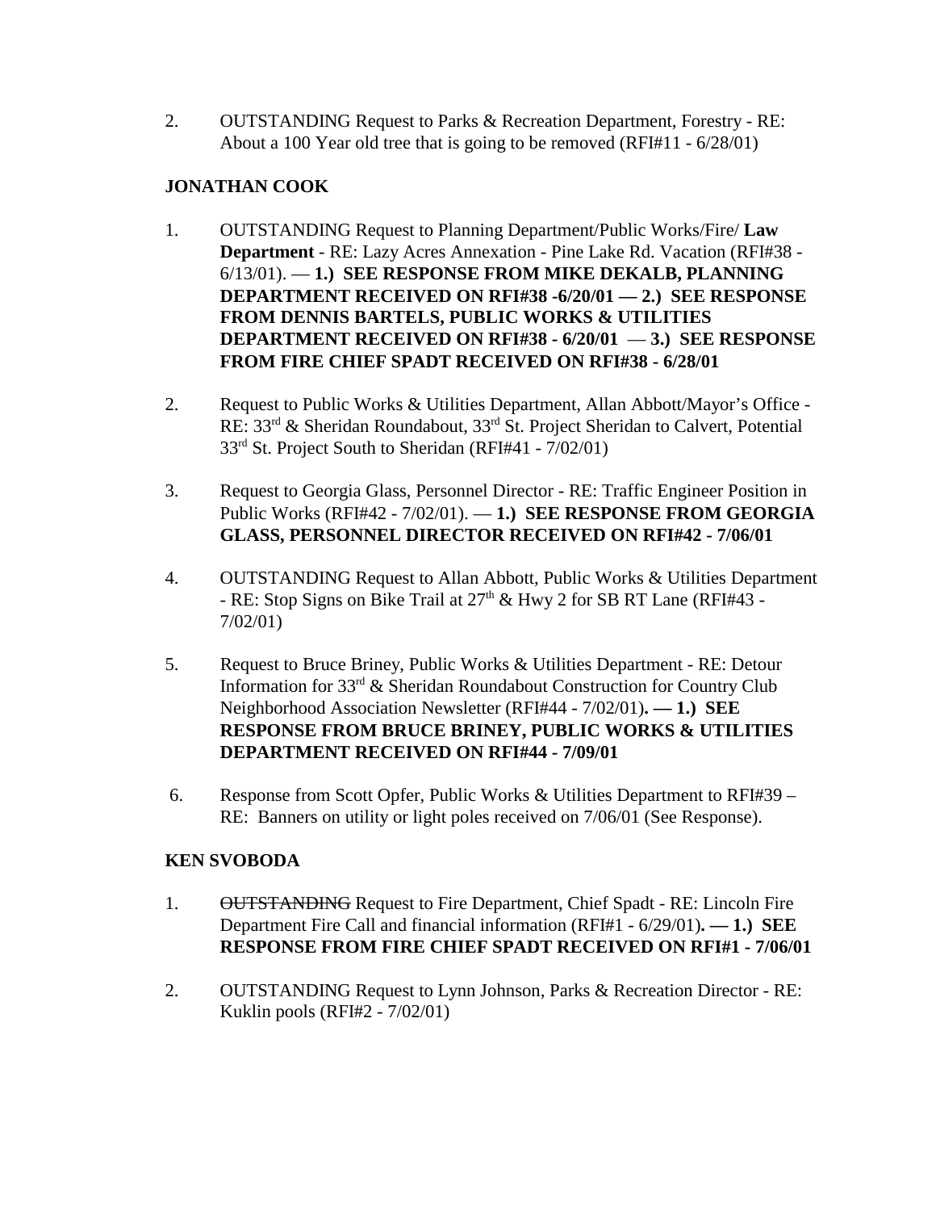2. OUTSTANDING Request to Parks & Recreation Department, Forestry - RE: About a 100 Year old tree that is going to be removed (RFI#11 - 6/28/01)

**JONATHAN COOK**

1. OUTSTANDING Request to Planning Department/Public Works/Fire/ **Law Department** - RE: Lazy Acres Annexation - Pine Lake Rd. Vacation (RFI#38 - 6/13/01). — **1.) SEE RESPONSE FROM MIKE DEKALB, PLANNING DEPARTMENT RECEIVED ON RFI#38 -6/20/01 — 2.) SEE RESPONSE FROM DENNIS BARTELS, PUBLIC WORKS & UTILITIES DEPARTMENT RECEIVED ON RFI#38 - 6/20/01 — 3.) SEE RESPONSE FROM FIRE CHIEF SPADT RECEIVED ON RFI#38 - 6/28/01**

2. Request to Public Works & Utilities Department, Allan Abbott/Mayor's Office - RE: 33rd & Sheridan Roundabout, 33rd St. Project Sheridan to Calvert, Potential 33rd St. Project South to Sheridan (RFI#41 - 7/02/01)

3. Request to Georgia Glass, Personnel Director - RE: Traffic Engineer Position in Public Works (RFI#42 - 7/02/01). — **1.) SEE RESPONSE FROM GEORGIA GLASS, PERSONNEL DIRECTOR RECEIVED ON RFI#42 - 7/06/01**

4. OUTSTANDING Request to Allan Abbott, Public Works & Utilities Department - RE: Stop Signs on Bike Trail at 27th & Hwy 2 for SB RT Lane (RFI#43 - 7/02/01)

5. Request to Bruce Briney, Public Works & Utilities Department - RE: Detour Information for 33rd & Sheridan Roundabout Construction for Country Club Neighborhood Association Newsletter (RFI#44 - 7/02/01)**. — 1.) SEE RESPONSE FROM BRUCE BRINEY, PUBLIC WORKS & UTILITIES DEPARTMENT RECEIVED ON RFI#44 - 7/09/01**

6. Response from Scott Opfer, Public Works & Utilities Department to RFI#39 – RE: Banners on utility or light poles received on 7/06/01 (See Response).

**KEN SVOBODA**

1. ~~OUTSTANDING~~ Request to Fire Department, Chief Spadt - RE: Lincoln Fire Department Fire Call and financial information (RFI#1 - 6/29/01)**. — 1.) SEE RESPONSE FROM FIRE CHIEF SPADT RECEIVED ON RFI#1 - 7/06/01**

2. OUTSTANDING Request to Lynn Johnson, Parks & Recreation Director - RE: Kuklin pools (RFI#2 - 7/02/01)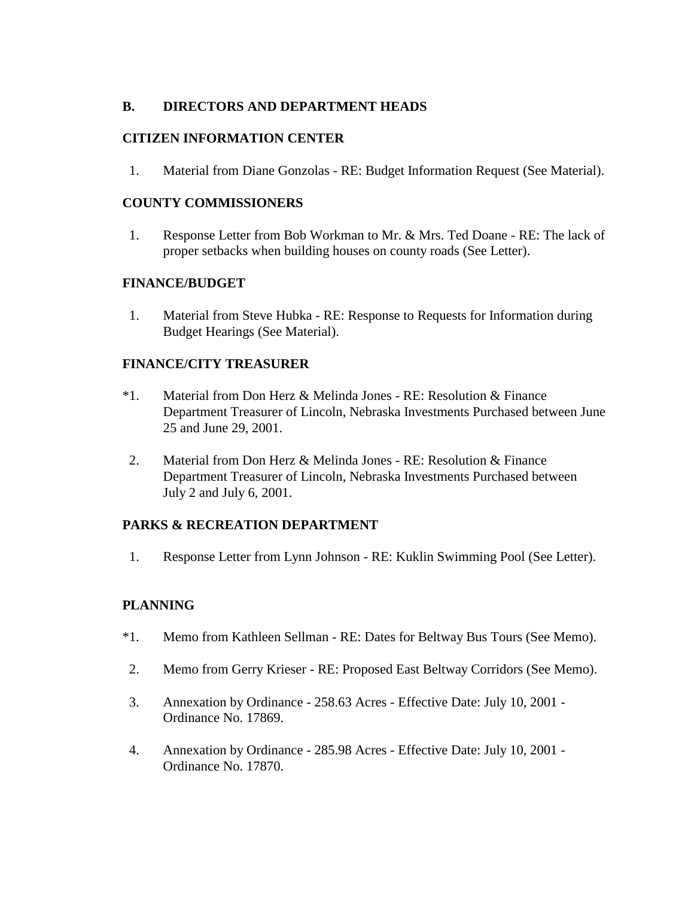## B. DIRECTORS AND DEPARTMENT HEADS

### CITIZEN INFORMATION CENTER

1. Material from Diane Gonzolas - RE: Budget Information Request (See Material).

### COUNTY COMMISSIONERS

1. Response Letter from Bob Workman to Mr. & Mrs. Ted Doane - RE: The lack of proper setbacks when building houses on county roads (See Letter).

### FINANCE/BUDGET

1. Material from Steve Hubka - RE: Response to Requests for Information during Budget Hearings (See Material).

### FINANCE/CITY TREASURER

*1. Material from Don Herz & Melinda Jones - RE: Resolution & Finance Department Treasurer of Lincoln, Nebraska Investments Purchased between June 25 and June 29, 2001.

2. Material from Don Herz & Melinda Jones - RE: Resolution & Finance Department Treasurer of Lincoln, Nebraska Investments Purchased between July 2 and July 6, 2001.

### PARKS & RECREATION DEPARTMENT

1. Response Letter from Lynn Johnson - RE: Kuklin Swimming Pool (See Letter).

### PLANNING

*1. Memo from Kathleen Sellman - RE: Dates for Beltway Bus Tours (See Memo).

2. Memo from Gerry Krieser - RE: Proposed East Beltway Corridors (See Memo).

3. Annexation by Ordinance - 258.63 Acres - Effective Date: July 10, 2001 - Ordinance No. 17869.

4. Annexation by Ordinance - 285.98 Acres - Effective Date: July 10, 2001 - Ordinance No. 17870.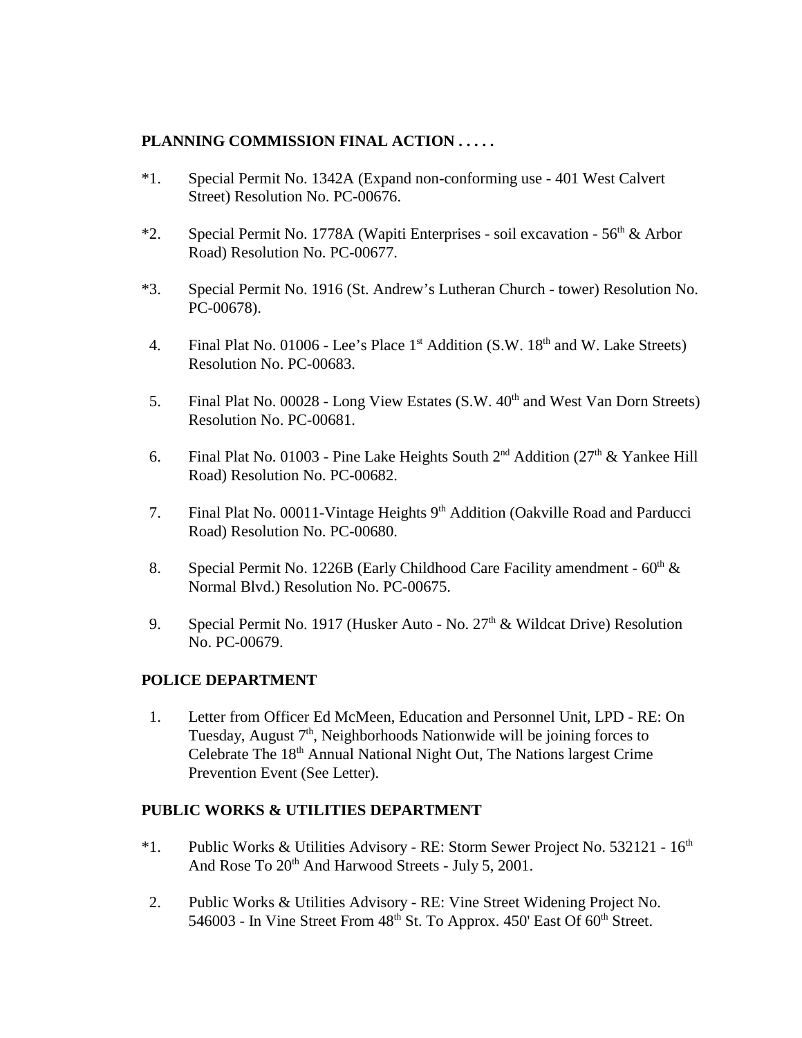**PLANNING COMMISSION FINAL ACTION . . . . .**

*1. Special Permit No. 1342A (Expand non-conforming use - 401 West Calvert Street) Resolution No. PC-00676.

*2. Special Permit No. 1778A (Wapiti Enterprises - soil excavation - 56th & Arbor Road) Resolution No. PC-00677.

*3. Special Permit No. 1916 (St. Andrew's Lutheran Church - tower) Resolution No. PC-00678).

4. Final Plat No. 01006 - Lee's Place 1st Addition (S.W. 18th and W. Lake Streets) Resolution No. PC-00683.

5. Final Plat No. 00028 - Long View Estates (S.W. 40th and West Van Dorn Streets) Resolution No. PC-00681.

6. Final Plat No. 01003 - Pine Lake Heights South 2nd Addition (27th & Yankee Hill Road) Resolution No. PC-00682.

7. Final Plat No. 00011-Vintage Heights 9th Addition (Oakville Road and Parducci Road) Resolution No. PC-00680.

8. Special Permit No. 1226B (Early Childhood Care Facility amendment - 60th & Normal Blvd.) Resolution No. PC-00675.

9. Special Permit No. 1917 (Husker Auto - No. 27th & Wildcat Drive) Resolution No. PC-00679.

**POLICE DEPARTMENT**

1. Letter from Officer Ed McMeen, Education and Personnel Unit, LPD - RE: On Tuesday, August 7th, Neighborhoods Nationwide will be joining forces to Celebrate The 18th Annual National Night Out, The Nations largest Crime Prevention Event (See Letter).

**PUBLIC WORKS & UTILITIES DEPARTMENT**

*1. Public Works & Utilities Advisory - RE: Storm Sewer Project No. 532121 - 16th And Rose To 20th And Harwood Streets - July 5, 2001.

2. Public Works & Utilities Advisory - RE: Vine Street Widening Project No. 546003 - In Vine Street From 48th St. To Approx. 450' East Of 60th Street.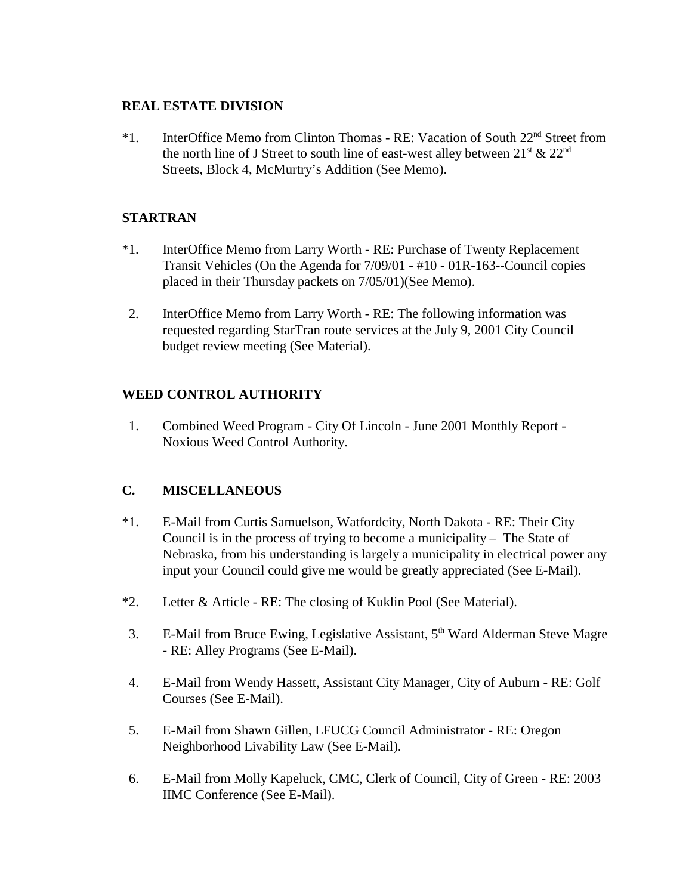**REAL ESTATE DIVISION**

*1. InterOffice Memo from Clinton Thomas - RE: Vacation of South 22nd Street from the north line of J Street to south line of east-west alley between 21st & 22nd Streets, Block 4, McMurtry's Addition (See Memo).

**STARTRAN**

*1. InterOffice Memo from Larry Worth - RE: Purchase of Twenty Replacement Transit Vehicles (On the Agenda for 7/09/01 - #10 - 01R-163--Council copies placed in their Thursday packets on 7/05/01)(See Memo).

2. InterOffice Memo from Larry Worth - RE: The following information was requested regarding StarTran route services at the July 9, 2001 City Council budget review meeting (See Material).

**WEED CONTROL AUTHORITY**

1. Combined Weed Program - City Of Lincoln - June 2001 Monthly Report - Noxious Weed Control Authority.

**C. MISCELLANEOUS**

*1. E-Mail from Curtis Samuelson, Watfordcity, North Dakota - RE: Their City Council is in the process of trying to become a municipality – The State of Nebraska, from his understanding is largely a municipality in electrical power any input your Council could give me would be greatly appreciated (See E-Mail).

*2. Letter & Article - RE: The closing of Kuklin Pool (See Material).

3. E-Mail from Bruce Ewing, Legislative Assistant, 5th Ward Alderman Steve Magre - RE: Alley Programs (See E-Mail).

4. E-Mail from Wendy Hassett, Assistant City Manager, City of Auburn - RE: Golf Courses (See E-Mail).

5. E-Mail from Shawn Gillen, LFUCG Council Administrator - RE: Oregon Neighborhood Livability Law (See E-Mail).

6. E-Mail from Molly Kapeluck, CMC, Clerk of Council, City of Green - RE: 2003 IIMC Conference (See E-Mail).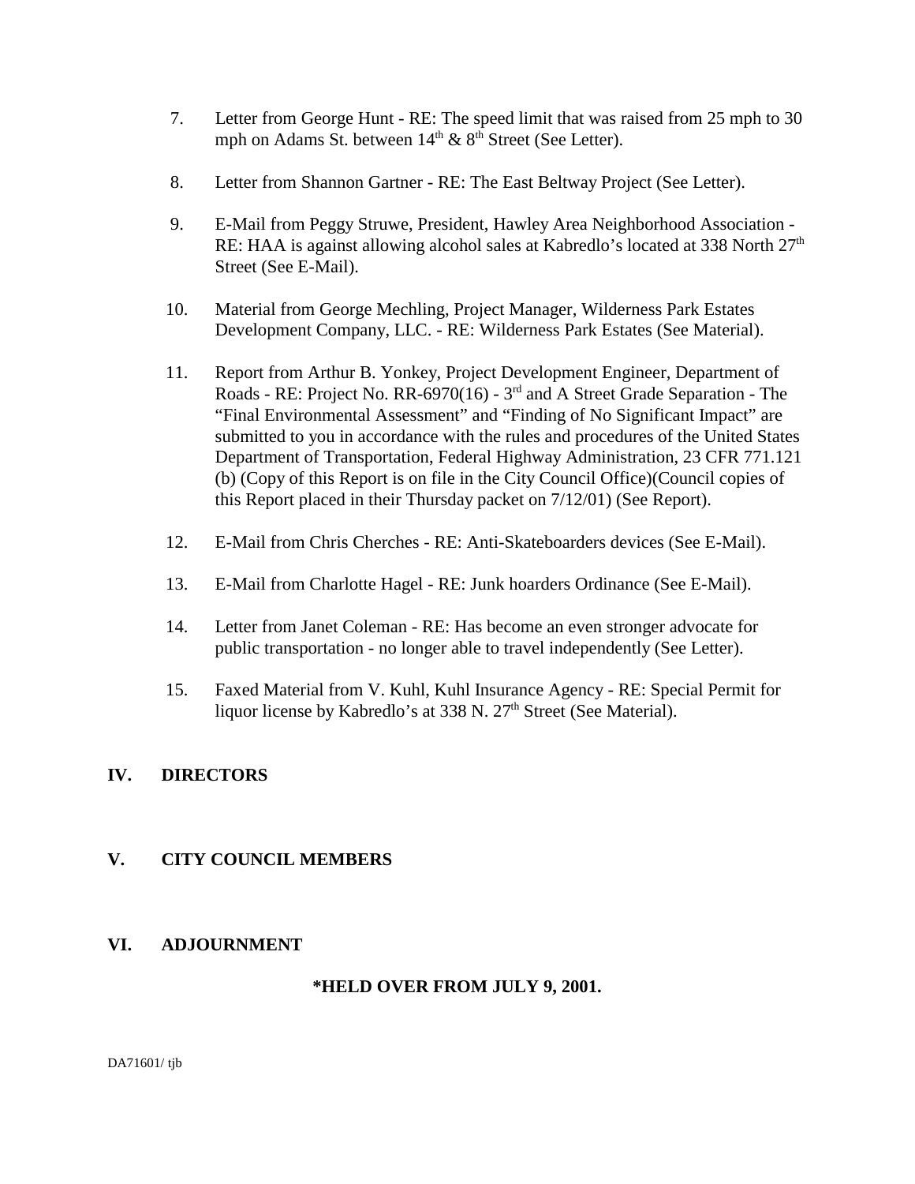7. Letter from George Hunt - RE: The speed limit that was raised from 25 mph to 30 mph on Adams St. between $14^{th}$ & $8^{th}$ Street (See Letter).

8. Letter from Shannon Gartner - RE: The East Beltway Project (See Letter).

9. E-Mail from Peggy Struwe, President, Hawley Area Neighborhood Association - RE: HAA is against allowing alcohol sales at Kabredlo's located at 338 North $27^{th}$ Street (See E-Mail).

10. Material from George Mechling, Project Manager, Wilderness Park Estates Development Company, LLC. - RE: Wilderness Park Estates (See Material).

11. Report from Arthur B. Yonkey, Project Development Engineer, Department of Roads - RE: Project No. RR-6970(16) - $3^{rd}$ and A Street Grade Separation - The "Final Environmental Assessment" and "Finding of No Significant Impact" are submitted to you in accordance with the rules and procedures of the United States Department of Transportation, Federal Highway Administration, 23 CFR 771.121 (b) (Copy of this Report is on file in the City Council Office)(Council copies of this Report placed in their Thursday packet on 7/12/01) (See Report).

12. E-Mail from Chris Cherches - RE: Anti-Skateboarders devices (See E-Mail).

13. E-Mail from Charlotte Hagel - RE: Junk hoarders Ordinance (See E-Mail).

14. Letter from Janet Coleman - RE: Has become an even stronger advocate for public transportation - no longer able to travel independently (See Letter).

15. Faxed Material from V. Kuhl, Kuhl Insurance Agency - RE: Special Permit for liquor license by Kabredlo's at 338 N. $27^{th}$ Street (See Material).

## IV. DIRECTORS

## V. CITY COUNCIL MEMBERS

## VI. ADJOURNMENT

**\*HELD OVER FROM JULY 9, 2001.**

DA71601/ tjb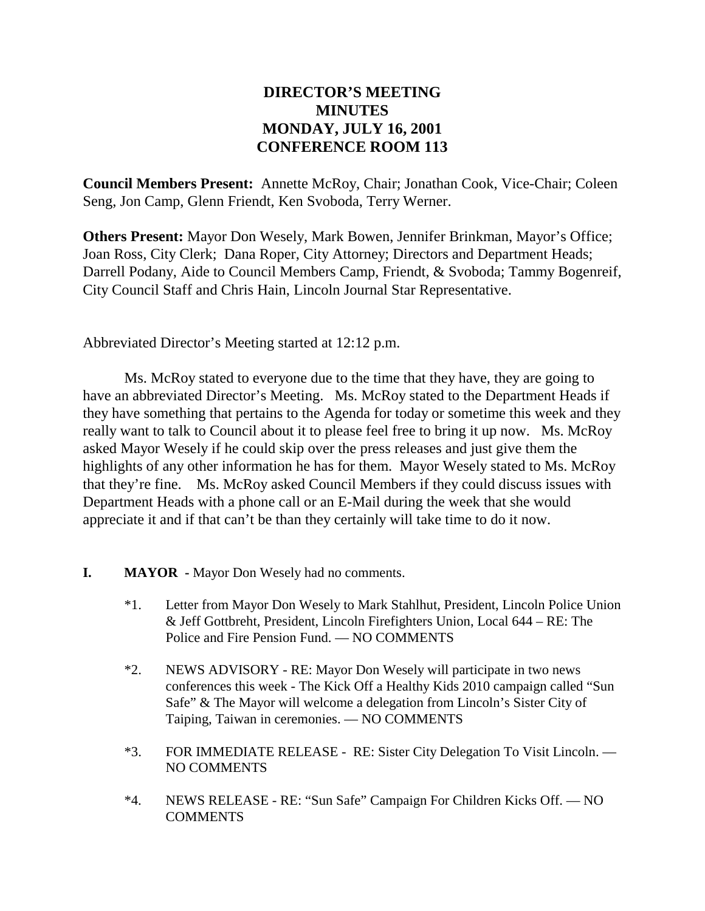# DIRECTOR'S MEETING
# MINUTES
# MONDAY, JULY 16, 2001
# CONFERENCE ROOM 113

**Council Members Present:** Annette McRoy, Chair; Jonathan Cook, Vice-Chair; Coleen Seng, Jon Camp, Glenn Friendt, Ken Svoboda, Terry Werner.

**Others Present:** Mayor Don Wesely, Mark Bowen, Jennifer Brinkman, Mayor's Office; Joan Ross, City Clerk; Dana Roper, City Attorney; Directors and Department Heads; Darrell Podany, Aide to Council Members Camp, Friendt, & Svoboda; Tammy Bogenreif, City Council Staff and Chris Hain, Lincoln Journal Star Representative.

Abbreviated Director's Meeting started at 12:12 p.m.

Ms. McRoy stated to everyone due to the time that they have, they are going to have an abbreviated Director's Meeting. Ms. McRoy stated to the Department Heads if they have something that pertains to the Agenda for today or sometime this week and they really want to talk to Council about it to please feel free to bring it up now. Ms. McRoy asked Mayor Wesely if he could skip over the press releases and just give them the highlights of any other information he has for them. Mayor Wesely stated to Ms. McRoy that they're fine. Ms. McRoy asked Council Members if they could discuss issues with Department Heads with a phone call or an E-Mail during the week that she would appreciate it and if that can't be than they certainly will take time to do it now.

**I. MAYOR -** Mayor Don Wesely had no comments.

*1. Letter from Mayor Don Wesely to Mark Stahlhut, President, Lincoln Police Union & Jeff Gottbreht, President, Lincoln Firefighters Union, Local 644 – RE: The Police and Fire Pension Fund. — NO COMMENTS

*2. NEWS ADVISORY - RE: Mayor Don Wesely will participate in two news conferences this week - The Kick Off a Healthy Kids 2010 campaign called "Sun Safe" & The Mayor will welcome a delegation from Lincoln's Sister City of Taiping, Taiwan in ceremonies. — NO COMMENTS

*3. FOR IMMEDIATE RELEASE - RE: Sister City Delegation To Visit Lincoln. — NO COMMENTS

*4. NEWS RELEASE - RE: "Sun Safe" Campaign For Children Kicks Off. — NO COMMENTS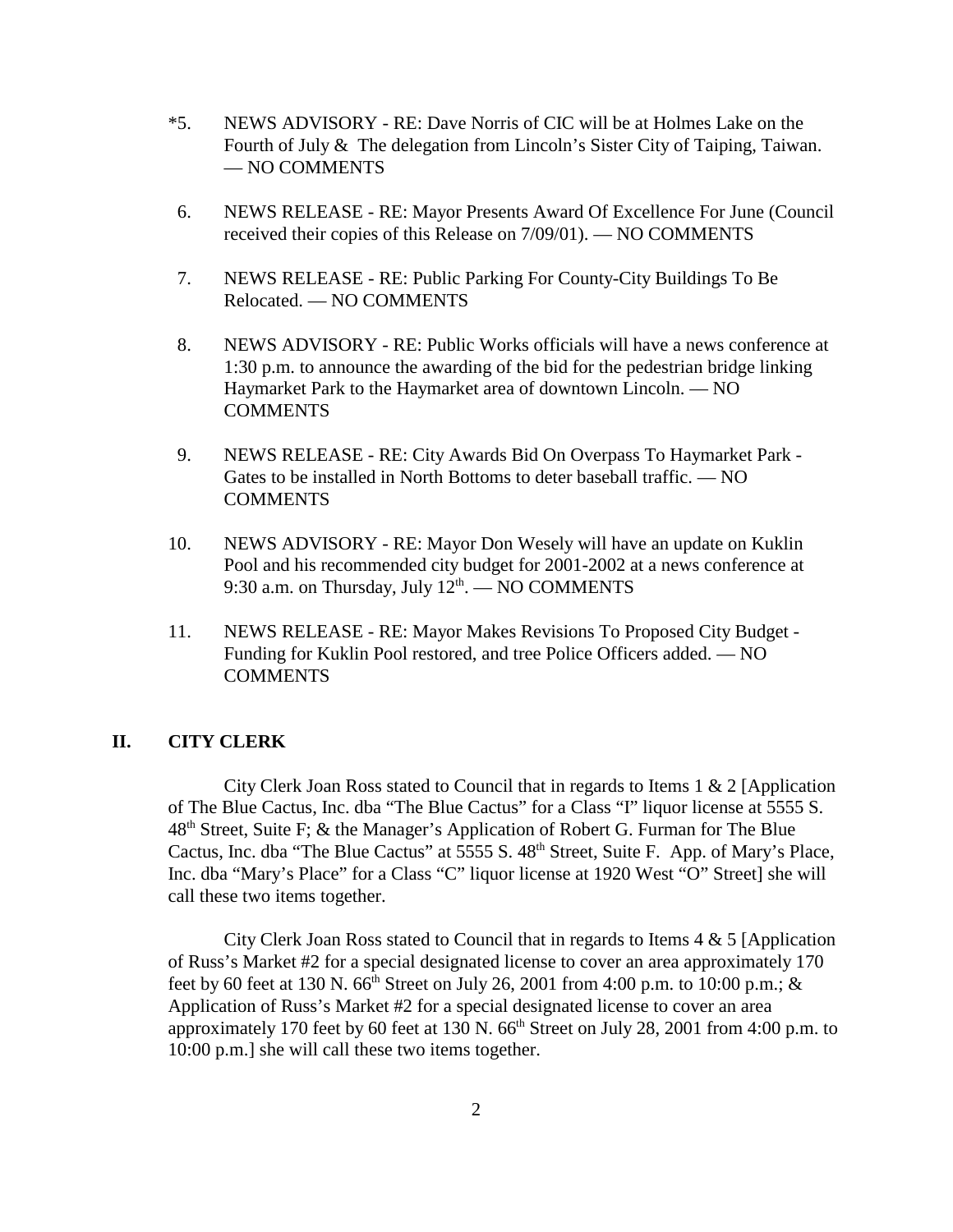*5. NEWS ADVISORY - RE: Dave Norris of CIC will be at Holmes Lake on the Fourth of July & The delegation from Lincoln's Sister City of Taiping, Taiwan. — NO COMMENTS

6. NEWS RELEASE - RE: Mayor Presents Award Of Excellence For June (Council received their copies of this Release on 7/09/01). — NO COMMENTS

7. NEWS RELEASE - RE: Public Parking For County-City Buildings To Be Relocated. — NO COMMENTS

8. NEWS ADVISORY - RE: Public Works officials will have a news conference at 1:30 p.m. to announce the awarding of the bid for the pedestrian bridge linking Haymarket Park to the Haymarket area of downtown Lincoln. — NO COMMENTS

9. NEWS RELEASE - RE: City Awards Bid On Overpass To Haymarket Park - Gates to be installed in North Bottoms to deter baseball traffic. — NO COMMENTS

10. NEWS ADVISORY - RE: Mayor Don Wesely will have an update on Kuklin Pool and his recommended city budget for 2001-2002 at a news conference at 9:30 a.m. on Thursday, July 12th. — NO COMMENTS

11. NEWS RELEASE - RE: Mayor Makes Revisions To Proposed City Budget - Funding for Kuklin Pool restored, and tree Police Officers added. — NO COMMENTS

## II. CITY CLERK

City Clerk Joan Ross stated to Council that in regards to Items 1 & 2 [Application of The Blue Cactus, Inc. dba "The Blue Cactus" for a Class "I" liquor license at 5555 S. 48th Street, Suite F; & the Manager's Application of Robert G. Furman for The Blue Cactus, Inc. dba "The Blue Cactus" at 5555 S. 48th Street, Suite F. App. of Mary's Place, Inc. dba "Mary's Place" for a Class "C" liquor license at 1920 West "O" Street] she will call these two items together.

City Clerk Joan Ross stated to Council that in regards to Items 4 & 5 [Application of Russ's Market #2 for a special designated license to cover an area approximately 170 feet by 60 feet at 130 N. 66th Street on July 26, 2001 from 4:00 p.m. to 10:00 p.m.; & Application of Russ's Market #2 for a special designated license to cover an area approximately 170 feet by 60 feet at 130 N. 66th Street on July 28, 2001 from 4:00 p.m. to 10:00 p.m.] she will call these two items together.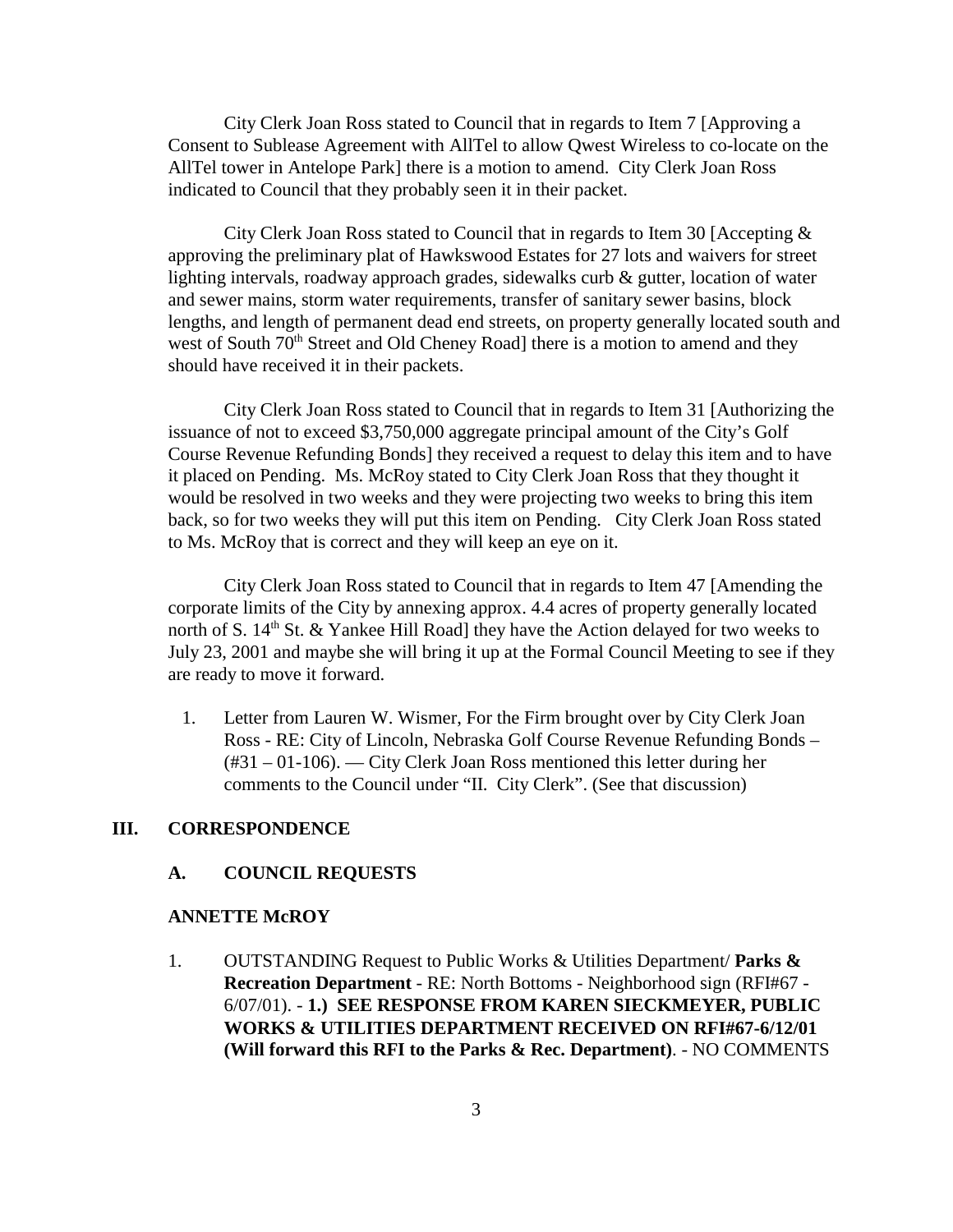City Clerk Joan Ross stated to Council that in regards to Item 7 [Approving a Consent to Sublease Agreement with AllTel to allow Qwest Wireless to co-locate on the AllTel tower in Antelope Park] there is a motion to amend. City Clerk Joan Ross indicated to Council that they probably seen it in their packet.

City Clerk Joan Ross stated to Council that in regards to Item 30 [Accepting & approving the preliminary plat of Hawkswood Estates for 27 lots and waivers for street lighting intervals, roadway approach grades, sidewalks curb & gutter, location of water and sewer mains, storm water requirements, transfer of sanitary sewer basins, block lengths, and length of permanent dead end streets, on property generally located south and west of South 70th Street and Old Cheney Road] there is a motion to amend and they should have received it in their packets.

City Clerk Joan Ross stated to Council that in regards to Item 31 [Authorizing the issuance of not to exceed $3,750,000 aggregate principal amount of the City's Golf Course Revenue Refunding Bonds] they received a request to delay this item and to have it placed on Pending. Ms. McRoy stated to City Clerk Joan Ross that they thought it would be resolved in two weeks and they were projecting two weeks to bring this item back, so for two weeks they will put this item on Pending. City Clerk Joan Ross stated to Ms. McRoy that is correct and they will keep an eye on it.

City Clerk Joan Ross stated to Council that in regards to Item 47 [Amending the corporate limits of the City by annexing approx. 4.4 acres of property generally located north of S. 14th St. & Yankee Hill Road] they have the Action delayed for two weeks to July 23, 2001 and maybe she will bring it up at the Formal Council Meeting to see if they are ready to move it forward.

1. Letter from Lauren W. Wismer, For the Firm brought over by City Clerk Joan Ross - RE: City of Lincoln, Nebraska Golf Course Revenue Refunding Bonds – (#31 – 01-106). — City Clerk Joan Ross mentioned this letter during her comments to the Council under "II. City Clerk". (See that discussion)

## III. CORRESPONDENCE

### A. COUNCIL REQUESTS

### ANNETTE McROY

1. OUTSTANDING Request to Public Works & Utilities Department/ **Parks & Recreation Department** - RE: North Bottoms - Neighborhood sign (RFI#67 - 6/07/01). - **1.) SEE RESPONSE FROM KAREN SIECKMEYER, PUBLIC WORKS & UTILITIES DEPARTMENT RECEIVED ON RFI#67-6/12/01 (Will forward this RFI to the Parks & Rec. Department)**. - NO COMMENTS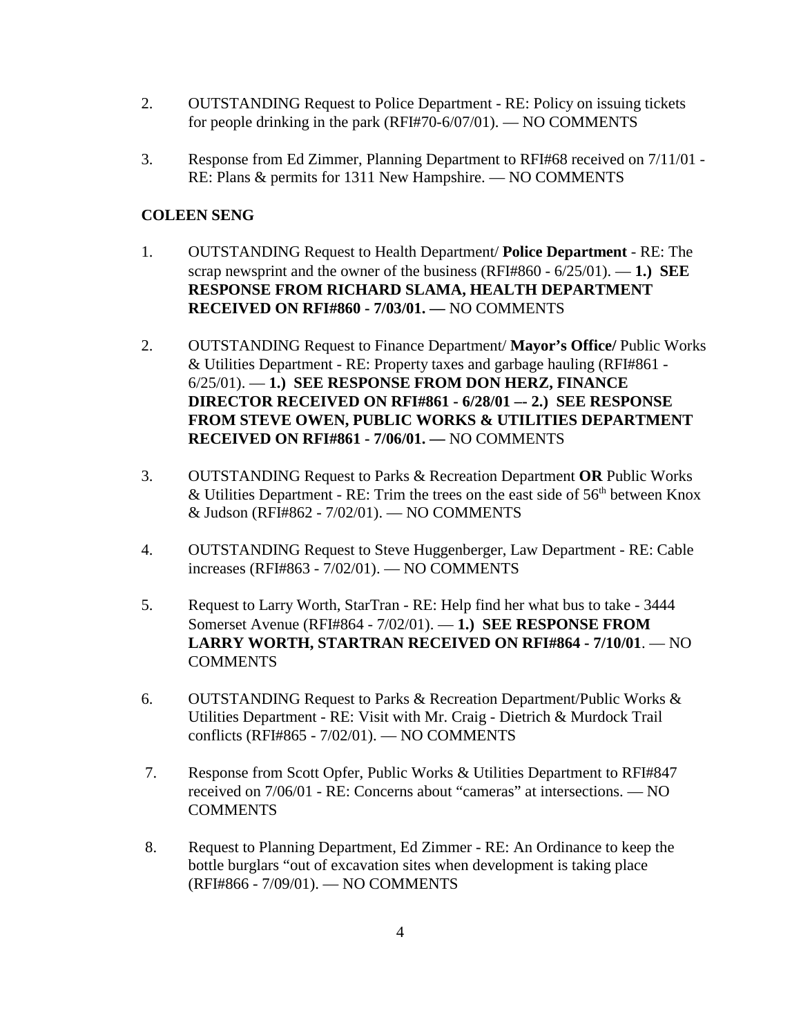2. OUTSTANDING Request to Police Department - RE: Policy on issuing tickets for people drinking in the park (RFI#70-6/07/01). — NO COMMENTS

3. Response from Ed Zimmer, Planning Department to RFI#68 received on 7/11/01 - RE: Plans & permits for 1311 New Hampshire. — NO COMMENTS

**COLEEN SENG**

1. OUTSTANDING Request to Health Department/ **Police Department** - RE: The scrap newsprint and the owner of the business (RFI#860 - 6/25/01). — **1.) SEE RESPONSE FROM RICHARD SLAMA, HEALTH DEPARTMENT RECEIVED ON RFI#860 - 7/03/01. —** NO COMMENTS

2. OUTSTANDING Request to Finance Department/ **Mayor's Office/** Public Works & Utilities Department - RE: Property taxes and garbage hauling (RFI#861 - 6/25/01). — **1.) SEE RESPONSE FROM DON HERZ, FINANCE DIRECTOR RECEIVED ON RFI#861 - 6/28/01 –- 2.) SEE RESPONSE FROM STEVE OWEN, PUBLIC WORKS & UTILITIES DEPARTMENT RECEIVED ON RFI#861 - 7/06/01. —** NO COMMENTS

3. OUTSTANDING Request to Parks & Recreation Department **OR** Public Works & Utilities Department - RE: Trim the trees on the east side of 56th between Knox & Judson (RFI#862 - 7/02/01). — NO COMMENTS

4. OUTSTANDING Request to Steve Huggenberger, Law Department - RE: Cable increases (RFI#863 - 7/02/01). — NO COMMENTS

5. Request to Larry Worth, StarTran - RE: Help find her what bus to take - 3444 Somerset Avenue (RFI#864 - 7/02/01). — **1.) SEE RESPONSE FROM LARRY WORTH, STARTRAN RECEIVED ON RFI#864 - 7/10/01**. — NO COMMENTS

6. OUTSTANDING Request to Parks & Recreation Department/Public Works & Utilities Department - RE: Visit with Mr. Craig - Dietrich & Murdock Trail conflicts (RFI#865 - 7/02/01). — NO COMMENTS

7. Response from Scott Opfer, Public Works & Utilities Department to RFI#847 received on 7/06/01 - RE: Concerns about "cameras" at intersections. — NO COMMENTS

8. Request to Planning Department, Ed Zimmer - RE: An Ordinance to keep the bottle burglars "out of excavation sites when development is taking place (RFI#866 - 7/09/01). — NO COMMENTS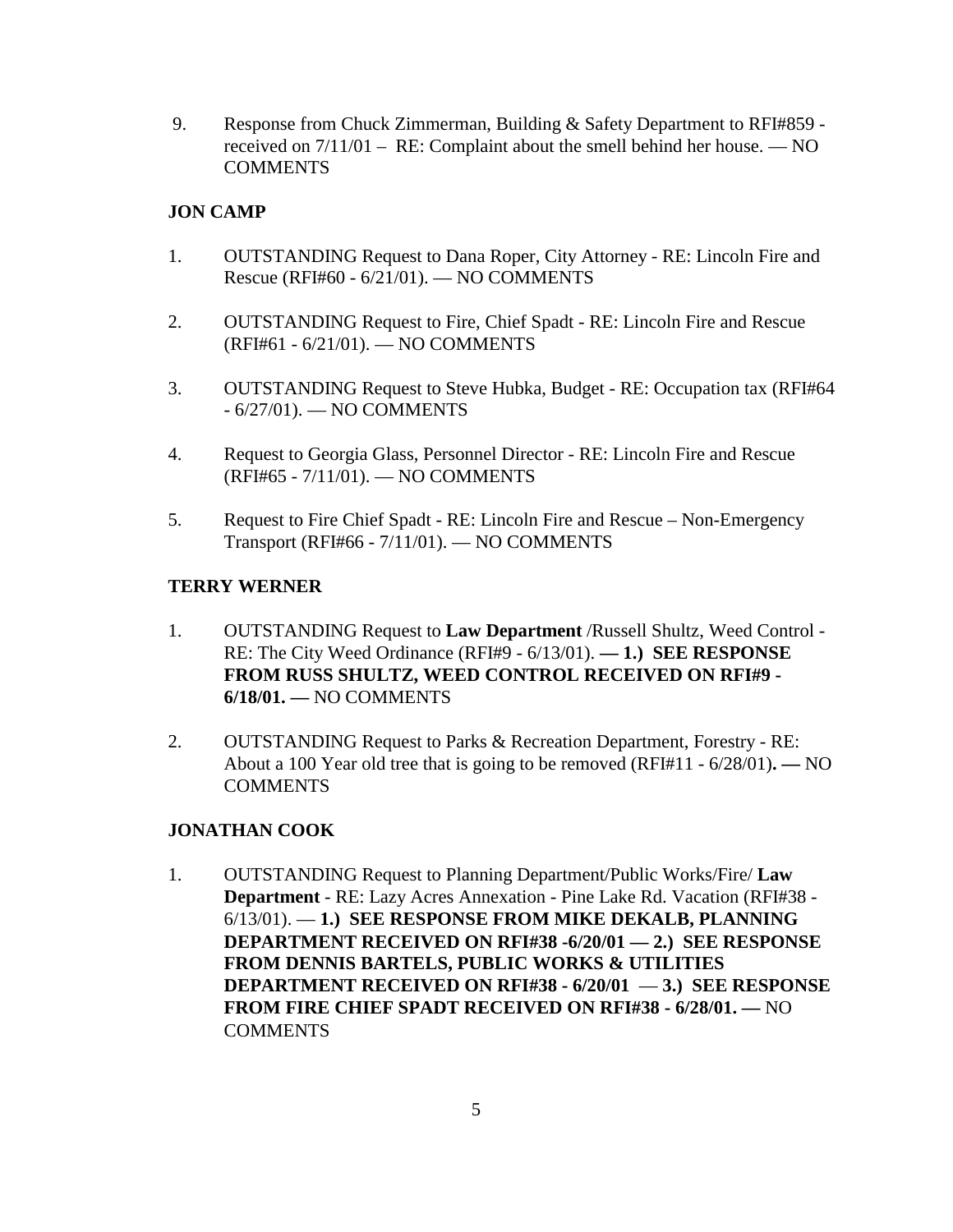9. Response from Chuck Zimmerman, Building & Safety Department to RFI#859 - received on 7/11/01 – RE: Complaint about the smell behind her house. — NO COMMENTS

**JON CAMP**

1. OUTSTANDING Request to Dana Roper, City Attorney - RE: Lincoln Fire and Rescue (RFI#60 - 6/21/01). — NO COMMENTS

2. OUTSTANDING Request to Fire, Chief Spadt - RE: Lincoln Fire and Rescue (RFI#61 - 6/21/01). — NO COMMENTS

3. OUTSTANDING Request to Steve Hubka, Budget - RE: Occupation tax (RFI#64 - 6/27/01). — NO COMMENTS

4. Request to Georgia Glass, Personnel Director - RE: Lincoln Fire and Rescue (RFI#65 - 7/11/01). — NO COMMENTS

5. Request to Fire Chief Spadt - RE: Lincoln Fire and Rescue – Non-Emergency Transport (RFI#66 - 7/11/01). — NO COMMENTS

**TERRY WERNER**

1. OUTSTANDING Request to **Law Department** /Russell Shultz, Weed Control - RE: The City Weed Ordinance (RFI#9 - 6/13/01). **— 1.) SEE RESPONSE FROM RUSS SHULTZ, WEED CONTROL RECEIVED ON RFI#9 - 6/18/01. —** NO COMMENTS

2. OUTSTANDING Request to Parks & Recreation Department, Forestry - RE: About a 100 Year old tree that is going to be removed (RFI#11 - 6/28/01)**. —** NO COMMENTS

**JONATHAN COOK**

1. OUTSTANDING Request to Planning Department/Public Works/Fire/ **Law Department** - RE: Lazy Acres Annexation - Pine Lake Rd. Vacation (RFI#38 - 6/13/01). — **1.) SEE RESPONSE FROM MIKE DEKALB, PLANNING DEPARTMENT RECEIVED ON RFI#38 -6/20/01 — 2.) SEE RESPONSE FROM DENNIS BARTELS, PUBLIC WORKS & UTILITIES DEPARTMENT RECEIVED ON RFI#38 - 6/20/01** — **3.) SEE RESPONSE FROM FIRE CHIEF SPADT RECEIVED ON RFI#38 - 6/28/01. —** NO COMMENTS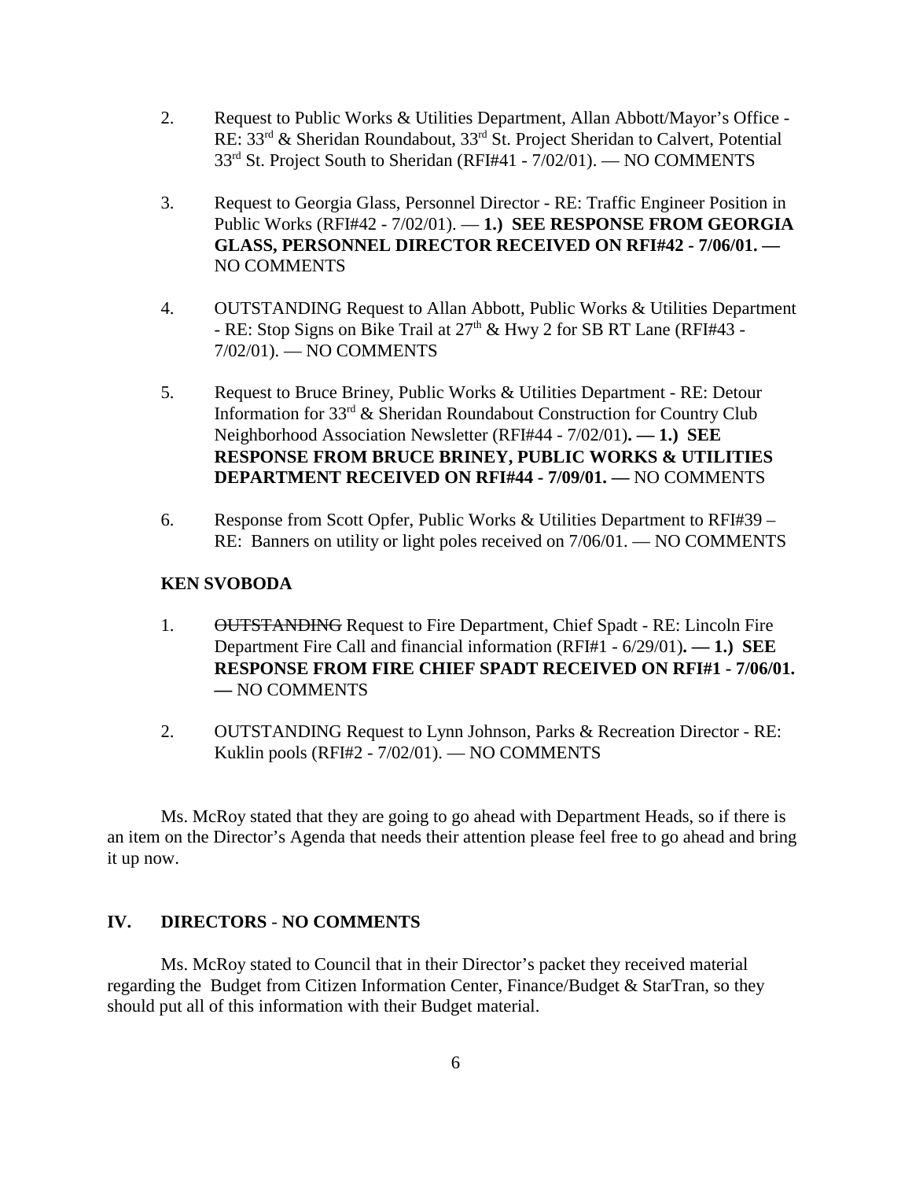2. Request to Public Works & Utilities Department, Allan Abbott/Mayor's Office - RE: 33rd & Sheridan Roundabout, 33rd St. Project Sheridan to Calvert, Potential 33rd St. Project South to Sheridan (RFI#41 - 7/02/01). — NO COMMENTS

3. Request to Georgia Glass, Personnel Director - RE: Traffic Engineer Position in Public Works (RFI#42 - 7/02/01). — **1.) SEE RESPONSE FROM GEORGIA GLASS, PERSONNEL DIRECTOR RECEIVED ON RFI#42 - 7/06/01. —** NO COMMENTS

4. OUTSTANDING Request to Allan Abbott, Public Works & Utilities Department - RE: Stop Signs on Bike Trail at 27th & Hwy 2 for SB RT Lane (RFI#43 - 7/02/01). — NO COMMENTS

5. Request to Bruce Briney, Public Works & Utilities Department - RE: Detour Information for 33rd & Sheridan Roundabout Construction for Country Club Neighborhood Association Newsletter (RFI#44 - 7/02/01)**. — 1.) SEE RESPONSE FROM BRUCE BRINEY, PUBLIC WORKS & UTILITIES DEPARTMENT RECEIVED ON RFI#44 - 7/09/01. —** NO COMMENTS

6. Response from Scott Opfer, Public Works & Utilities Department to RFI#39 – RE: Banners on utility or light poles received on 7/06/01. — NO COMMENTS

**KEN SVOBODA**

1. ~~OUTSTANDING~~ Request to Fire Department, Chief Spadt - RE: Lincoln Fire Department Fire Call and financial information (RFI#1 - 6/29/01)**. — 1.) SEE RESPONSE FROM FIRE CHIEF SPADT RECEIVED ON RFI#1 - 7/06/01. —** NO COMMENTS

2. OUTSTANDING Request to Lynn Johnson, Parks & Recreation Director - RE: Kuklin pools (RFI#2 - 7/02/01). — NO COMMENTS

Ms. McRoy stated that they are going to go ahead with Department Heads, so if there is an item on the Director's Agenda that needs their attention please feel free to go ahead and bring it up now.

## IV. DIRECTORS - NO COMMENTS

Ms. McRoy stated to Council that in their Director's packet they received material regarding the Budget from Citizen Information Center, Finance/Budget & StarTran, so they should put all of this information with their Budget material.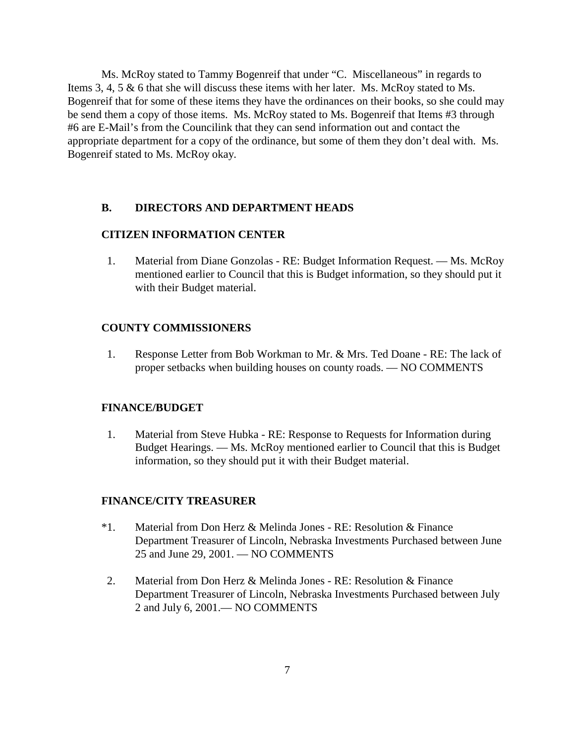Ms. McRoy stated to Tammy Bogenreif that under "C. Miscellaneous" in regards to Items 3, 4, 5 & 6 that she will discuss these items with her later. Ms. McRoy stated to Ms. Bogenreif that for some of these items they have the ordinances on their books, so she could may be send them a copy of those items. Ms. McRoy stated to Ms. Bogenreif that Items #3 through #6 are E-Mail's from the Councilink that they can send information out and contact the appropriate department for a copy of the ordinance, but some of them they don't deal with. Ms. Bogenreif stated to Ms. McRoy okay.

## B. DIRECTORS AND DEPARTMENT HEADS

### CITIZEN INFORMATION CENTER

1. Material from Diane Gonzolas - RE: Budget Information Request. — Ms. McRoy mentioned earlier to Council that this is Budget information, so they should put it with their Budget material.

### COUNTY COMMISSIONERS

1. Response Letter from Bob Workman to Mr. & Mrs. Ted Doane - RE: The lack of proper setbacks when building houses on county roads. — NO COMMENTS

### FINANCE/BUDGET

1. Material from Steve Hubka - RE: Response to Requests for Information during Budget Hearings. — Ms. McRoy mentioned earlier to Council that this is Budget information, so they should put it with their Budget material.

### FINANCE/CITY TREASURER

*1. Material from Don Herz & Melinda Jones - RE: Resolution & Finance Department Treasurer of Lincoln, Nebraska Investments Purchased between June 25 and June 29, 2001. — NO COMMENTS

2. Material from Don Herz & Melinda Jones - RE: Resolution & Finance Department Treasurer of Lincoln, Nebraska Investments Purchased between July 2 and July 6, 2001.— NO COMMENTS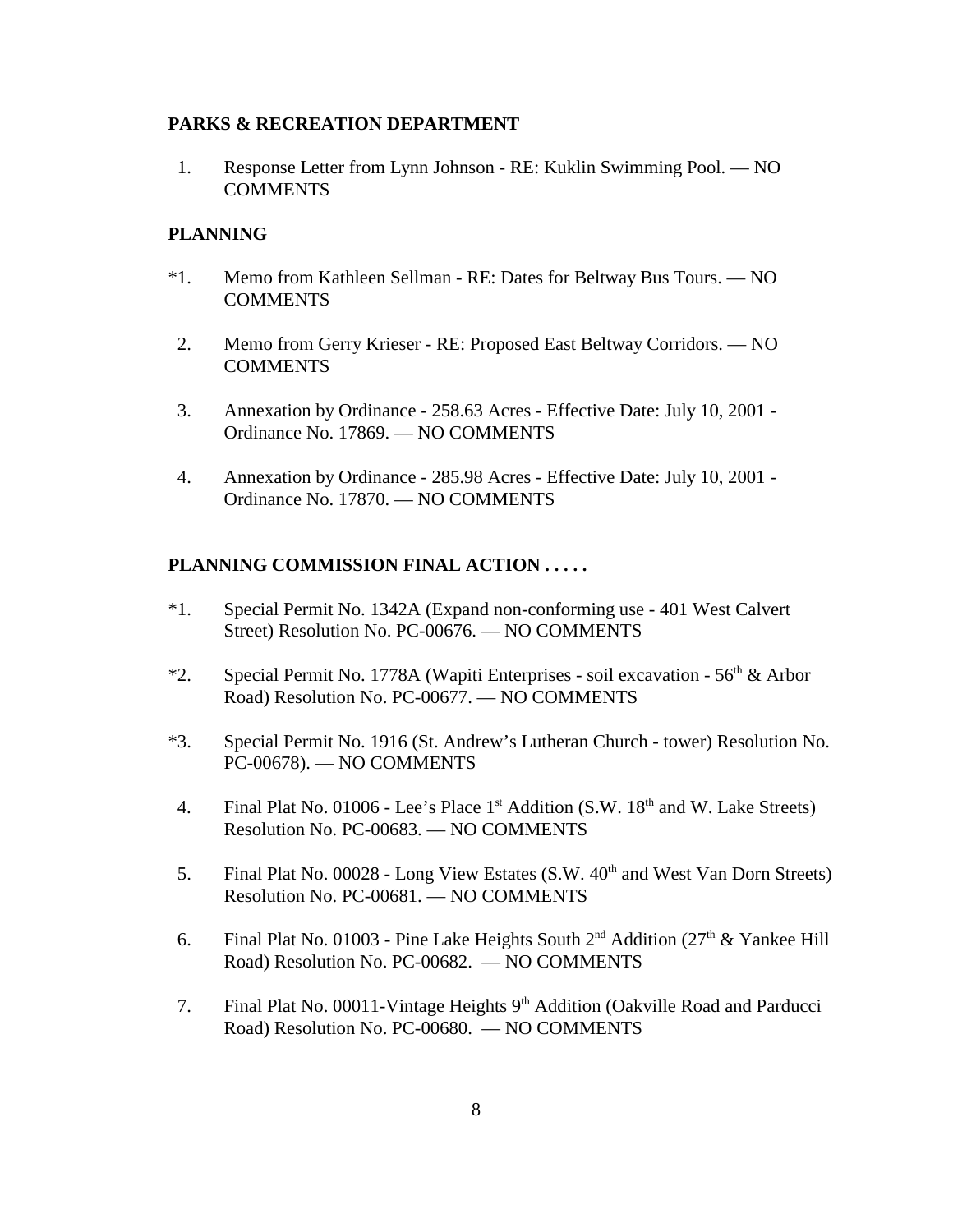**PARKS & RECREATION DEPARTMENT**

1. Response Letter from Lynn Johnson - RE: Kuklin Swimming Pool. — NO COMMENTS

**PLANNING**

*1. Memo from Kathleen Sellman - RE: Dates for Beltway Bus Tours. — NO COMMENTS

2. Memo from Gerry Krieser - RE: Proposed East Beltway Corridors. — NO COMMENTS

3. Annexation by Ordinance - 258.63 Acres - Effective Date: July 10, 2001 - Ordinance No. 17869. — NO COMMENTS

4. Annexation by Ordinance - 285.98 Acres - Effective Date: July 10, 2001 - Ordinance No. 17870. — NO COMMENTS

**PLANNING COMMISSION FINAL ACTION . . . . .**

*1. Special Permit No. 1342A (Expand non-conforming use - 401 West Calvert Street) Resolution No. PC-00676. — NO COMMENTS

*2. Special Permit No. 1778A (Wapiti Enterprises - soil excavation - 56th & Arbor Road) Resolution No. PC-00677. — NO COMMENTS

*3. Special Permit No. 1916 (St. Andrew's Lutheran Church - tower) Resolution No. PC-00678). — NO COMMENTS

4. Final Plat No. 01006 - Lee's Place 1st Addition (S.W. 18th and W. Lake Streets) Resolution No. PC-00683. — NO COMMENTS

5. Final Plat No. 00028 - Long View Estates (S.W. 40th and West Van Dorn Streets) Resolution No. PC-00681. — NO COMMENTS

6. Final Plat No. 01003 - Pine Lake Heights South 2nd Addition (27th & Yankee Hill Road) Resolution No. PC-00682. — NO COMMENTS

7. Final Plat No. 00011-Vintage Heights 9th Addition (Oakville Road and Parducci Road) Resolution No. PC-00680. — NO COMMENTS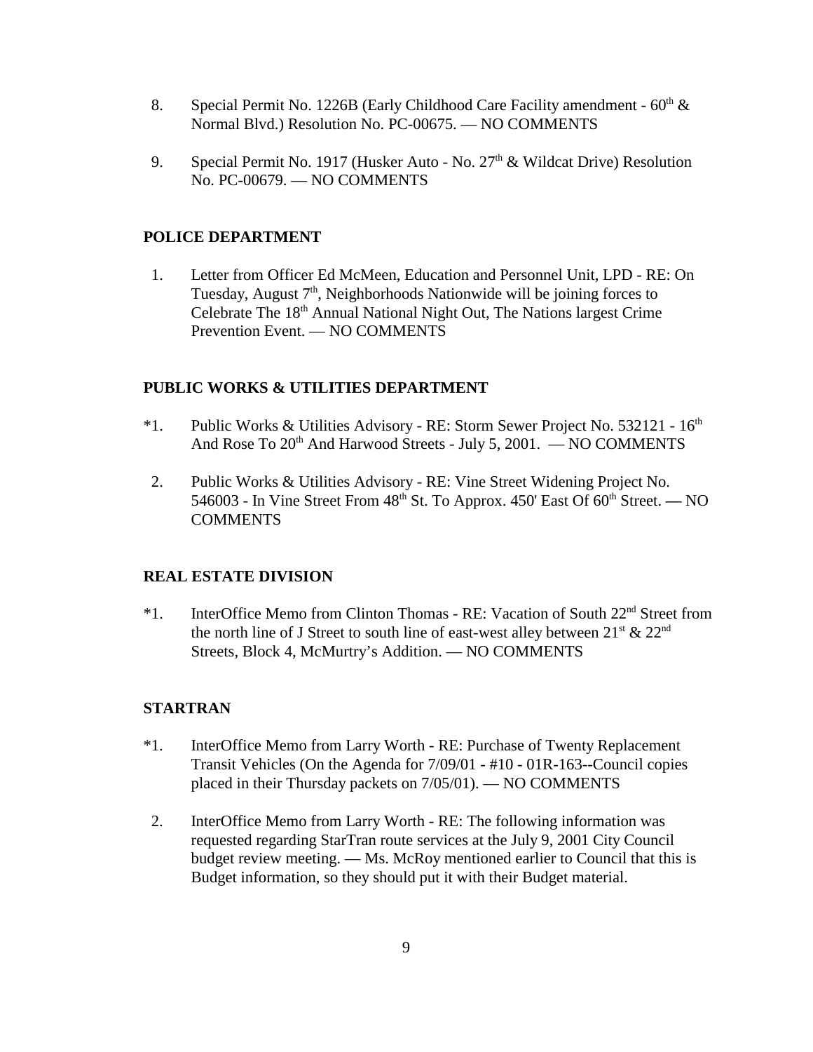8. Special Permit No. 1226B (Early Childhood Care Facility amendment - 60th & Normal Blvd.) Resolution No. PC-00675. — NO COMMENTS

9. Special Permit No. 1917 (Husker Auto - No. 27th & Wildcat Drive) Resolution No. PC-00679. — NO COMMENTS

**POLICE DEPARTMENT**

1. Letter from Officer Ed McMeen, Education and Personnel Unit, LPD - RE: On Tuesday, August 7th, Neighborhoods Nationwide will be joining forces to Celebrate The 18th Annual National Night Out, The Nations largest Crime Prevention Event. — NO COMMENTS

**PUBLIC WORKS & UTILITIES DEPARTMENT**

*1. Public Works & Utilities Advisory - RE: Storm Sewer Project No. 532121 - 16th And Rose To 20th And Harwood Streets - July 5, 2001. — NO COMMENTS

2. Public Works & Utilities Advisory - RE: Vine Street Widening Project No. 546003 - In Vine Street From 48th St. To Approx. 450' East Of 60th Street. — NO COMMENTS

**REAL ESTATE DIVISION**

*1. InterOffice Memo from Clinton Thomas - RE: Vacation of South 22nd Street from the north line of J Street to south line of east-west alley between 21st & 22nd Streets, Block 4, McMurtry's Addition. — NO COMMENTS

**STARTRAN**

*1. InterOffice Memo from Larry Worth - RE: Purchase of Twenty Replacement Transit Vehicles (On the Agenda for 7/09/01 - #10 - 01R-163--Council copies placed in their Thursday packets on 7/05/01). — NO COMMENTS

2. InterOffice Memo from Larry Worth - RE: The following information was requested regarding StarTran route services at the July 9, 2001 City Council budget review meeting. — Ms. McRoy mentioned earlier to Council that this is Budget information, so they should put it with their Budget material.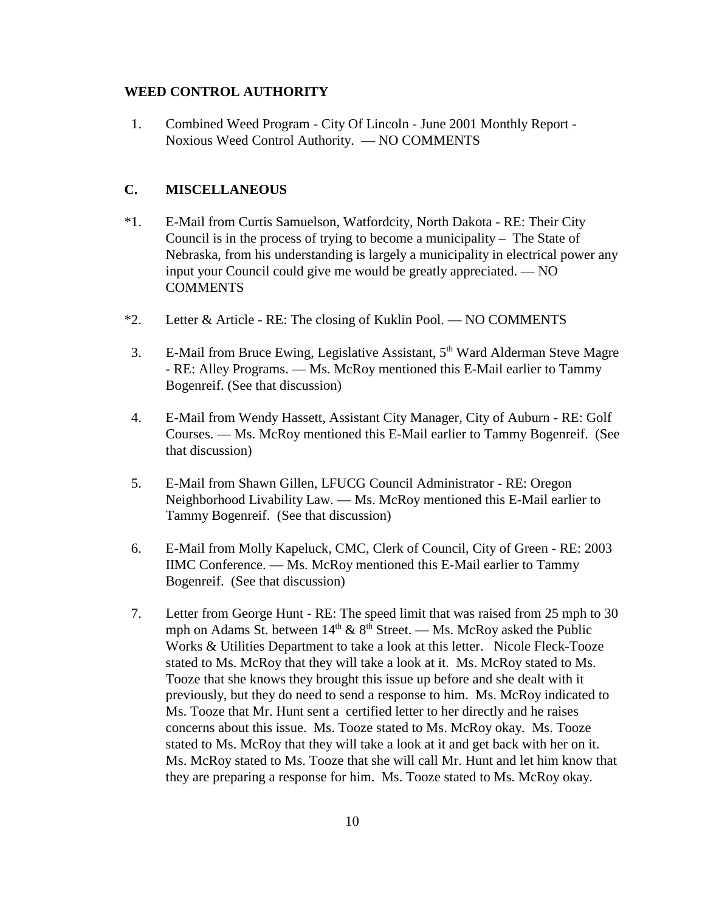**WEED CONTROL AUTHORITY**

1. Combined Weed Program - City Of Lincoln - June 2001 Monthly Report - Noxious Weed Control Authority. — NO COMMENTS

**C. MISCELLANEOUS**

*1. E-Mail from Curtis Samuelson, Watfordcity, North Dakota - RE: Their City Council is in the process of trying to become a municipality – The State of Nebraska, from his understanding is largely a municipality in electrical power any input your Council could give me would be greatly appreciated. — NO COMMENTS

*2. Letter & Article - RE: The closing of Kuklin Pool. — NO COMMENTS

3. E-Mail from Bruce Ewing, Legislative Assistant, 5th Ward Alderman Steve Magre - RE: Alley Programs. — Ms. McRoy mentioned this E-Mail earlier to Tammy Bogenreif. (See that discussion)

4. E-Mail from Wendy Hassett, Assistant City Manager, City of Auburn - RE: Golf Courses. — Ms. McRoy mentioned this E-Mail earlier to Tammy Bogenreif. (See that discussion)

5. E-Mail from Shawn Gillen, LFUCG Council Administrator - RE: Oregon Neighborhood Livability Law. — Ms. McRoy mentioned this E-Mail earlier to Tammy Bogenreif. (See that discussion)

6. E-Mail from Molly Kapeluck, CMC, Clerk of Council, City of Green - RE: 2003 IIMC Conference. — Ms. McRoy mentioned this E-Mail earlier to Tammy Bogenreif. (See that discussion)

7. Letter from George Hunt - RE: The speed limit that was raised from 25 mph to 30 mph on Adams St. between 14th & 8th Street. — Ms. McRoy asked the Public Works & Utilities Department to take a look at this letter. Nicole Fleck-Tooze stated to Ms. McRoy that they will take a look at it. Ms. McRoy stated to Ms. Tooze that she knows they brought this issue up before and she dealt with it previously, but they do need to send a response to him. Ms. McRoy indicated to Ms. Tooze that Mr. Hunt sent a certified letter to her directly and he raises concerns about this issue. Ms. Tooze stated to Ms. McRoy okay. Ms. Tooze stated to Ms. McRoy that they will take a look at it and get back with her on it. Ms. McRoy stated to Ms. Tooze that she will call Mr. Hunt and let him know that they are preparing a response for him. Ms. Tooze stated to Ms. McRoy okay.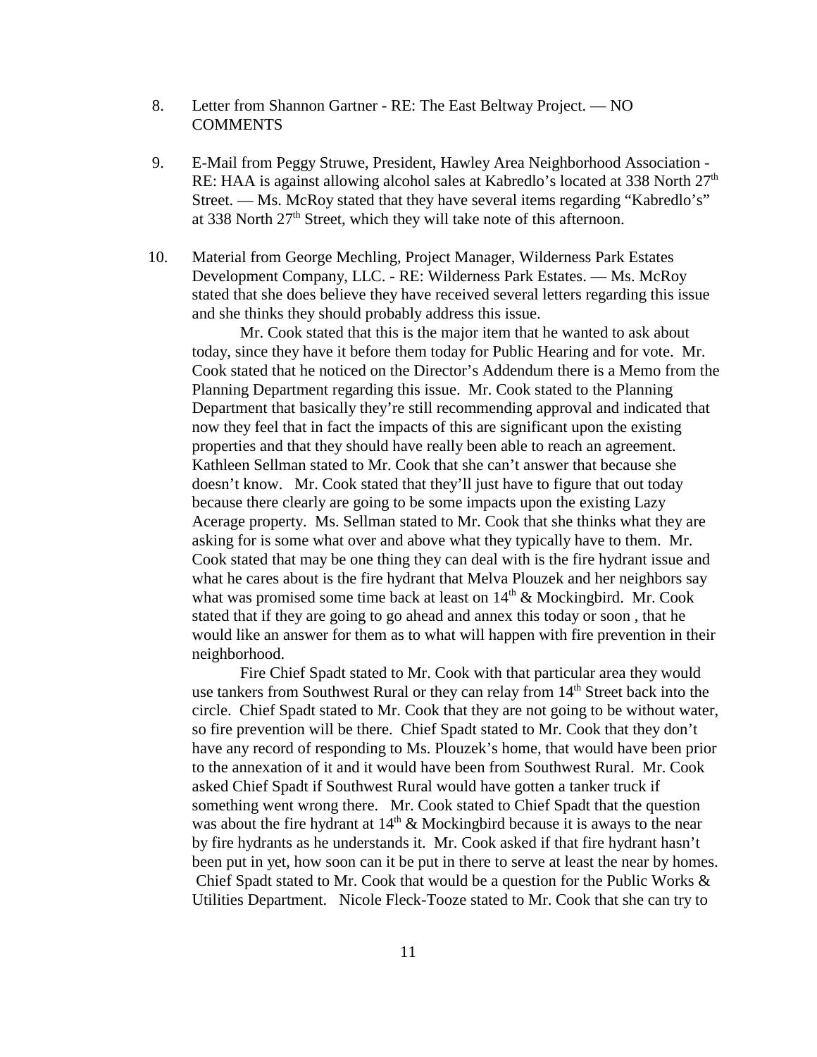8. Letter from Shannon Gartner - RE: The East Beltway Project. — NO COMMENTS

9. E-Mail from Peggy Struwe, President, Hawley Area Neighborhood Association - RE: HAA is against allowing alcohol sales at Kabredlo's located at 338 North 27th Street. — Ms. McRoy stated that they have several items regarding "Kabredlo's" at 338 North 27th Street, which they will take note of this afternoon.

10. Material from George Mechling, Project Manager, Wilderness Park Estates Development Company, LLC. - RE: Wilderness Park Estates. — Ms. McRoy stated that she does believe they have received several letters regarding this issue and she thinks they should probably address this issue.

    Mr. Cook stated that this is the major item that he wanted to ask about today, since they have it before them today for Public Hearing and for vote. Mr. Cook stated that he noticed on the Director's Addendum there is a Memo from the Planning Department regarding this issue. Mr. Cook stated to the Planning Department that basically they're still recommending approval and indicated that now they feel that in fact the impacts of this are significant upon the existing properties and that they should have really been able to reach an agreement. Kathleen Sellman stated to Mr. Cook that she can't answer that because she doesn't know. Mr. Cook stated that they'll just have to figure that out today because there clearly are going to be some impacts upon the existing Lazy Acerage property. Ms. Sellman stated to Mr. Cook that she thinks what they are asking for is some what over and above what they typically have to them. Mr. Cook stated that may be one thing they can deal with is the fire hydrant issue and what he cares about is the fire hydrant that Melva Plouzek and her neighbors say what was promised some time back at least on 14th & Mockingbird. Mr. Cook stated that if they are going to go ahead and annex this today or soon , that he would like an answer for them as to what will happen with fire prevention in their neighborhood.

    Fire Chief Spadt stated to Mr. Cook with that particular area they would use tankers from Southwest Rural or they can relay from 14th Street back into the circle. Chief Spadt stated to Mr. Cook that they are not going to be without water, so fire prevention will be there. Chief Spadt stated to Mr. Cook that they don't have any record of responding to Ms. Plouzek's home, that would have been prior to the annexation of it and it would have been from Southwest Rural. Mr. Cook asked Chief Spadt if Southwest Rural would have gotten a tanker truck if something went wrong there. Mr. Cook stated to Chief Spadt that the question was about the fire hydrant at 14th & Mockingbird because it is aways to the near by fire hydrants as he understands it. Mr. Cook asked if that fire hydrant hasn't been put in yet, how soon can it be put in there to serve at least the near by homes. Chief Spadt stated to Mr. Cook that would be a question for the Public Works & Utilities Department. Nicole Fleck-Tooze stated to Mr. Cook that she can try to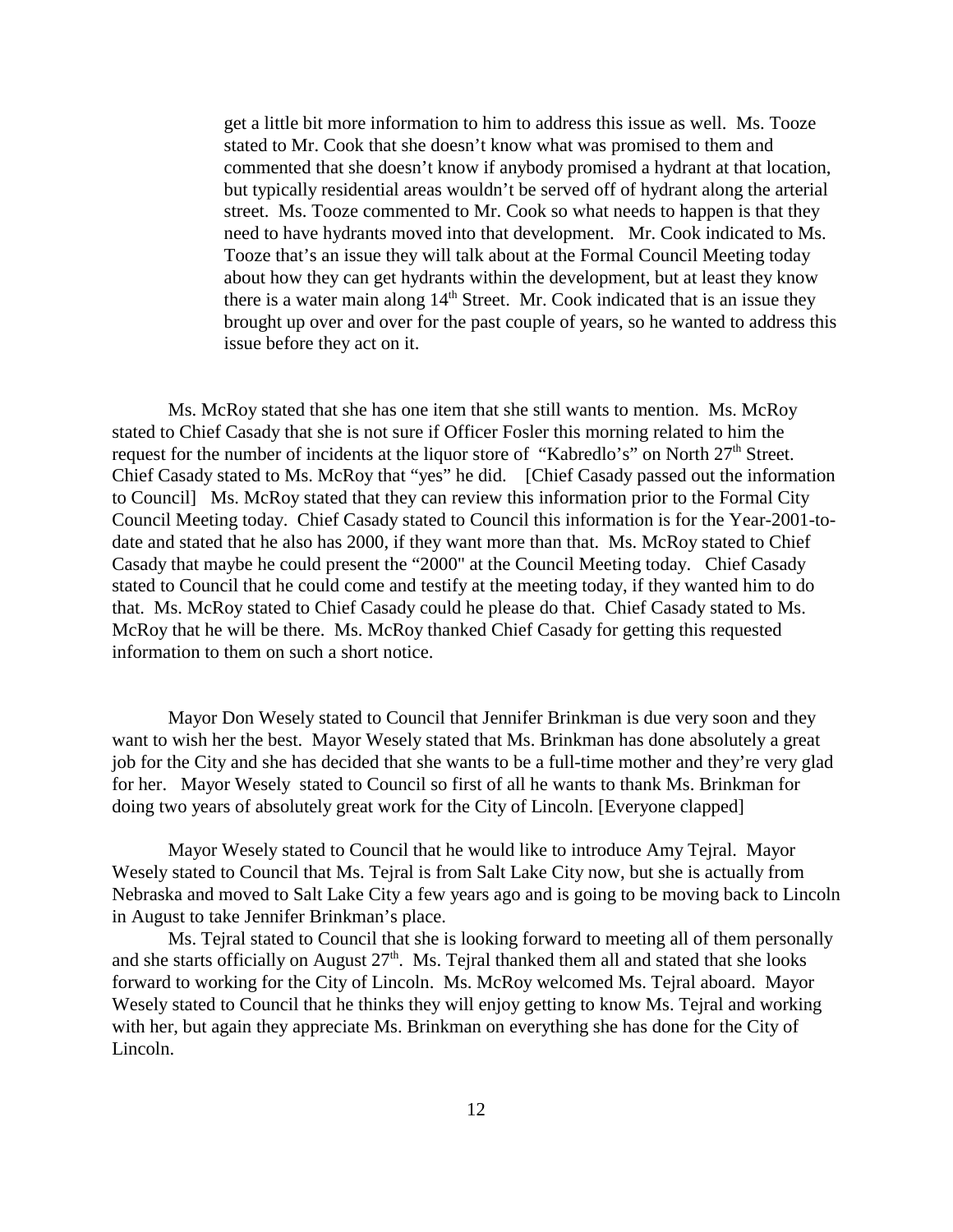get a little bit more information to him to address this issue as well. Ms. Tooze stated to Mr. Cook that she doesn't know what was promised to them and commented that she doesn't know if anybody promised a hydrant at that location, but typically residential areas wouldn't be served off of hydrant along the arterial street. Ms. Tooze commented to Mr. Cook so what needs to happen is that they need to have hydrants moved into that development. Mr. Cook indicated to Ms. Tooze that's an issue they will talk about at the Formal Council Meeting today about how they can get hydrants within the development, but at least they know there is a water main along 14th Street. Mr. Cook indicated that is an issue they brought up over and over for the past couple of years, so he wanted to address this issue before they act on it.

Ms. McRoy stated that she has one item that she still wants to mention. Ms. McRoy stated to Chief Casady that she is not sure if Officer Fosler this morning related to him the request for the number of incidents at the liquor store of "Kabredlo's" on North 27th Street. Chief Casady stated to Ms. McRoy that "yes" he did. [Chief Casady passed out the information to Council] Ms. McRoy stated that they can review this information prior to the Formal City Council Meeting today. Chief Casady stated to Council this information is for the Year-2001-to-date and stated that he also has 2000, if they want more than that. Ms. McRoy stated to Chief Casady that maybe he could present the "2000" at the Council Meeting today. Chief Casady stated to Council that he could come and testify at the meeting today, if they wanted him to do that. Ms. McRoy stated to Chief Casady could he please do that. Chief Casady stated to Ms. McRoy that he will be there. Ms. McRoy thanked Chief Casady for getting this requested information to them on such a short notice.

Mayor Don Wesely stated to Council that Jennifer Brinkman is due very soon and they want to wish her the best. Mayor Wesely stated that Ms. Brinkman has done absolutely a great job for the City and she has decided that she wants to be a full-time mother and they're very glad for her. Mayor Wesely stated to Council so first of all he wants to thank Ms. Brinkman for doing two years of absolutely great work for the City of Lincoln. [Everyone clapped]

Mayor Wesely stated to Council that he would like to introduce Amy Tejral. Mayor Wesely stated to Council that Ms. Tejral is from Salt Lake City now, but she is actually from Nebraska and moved to Salt Lake City a few years ago and is going to be moving back to Lincoln in August to take Jennifer Brinkman's place.

Ms. Tejral stated to Council that she is looking forward to meeting all of them personally and she starts officially on August 27th. Ms. Tejral thanked them all and stated that she looks forward to working for the City of Lincoln. Ms. McRoy welcomed Ms. Tejral aboard. Mayor Wesely stated to Council that he thinks they will enjoy getting to know Ms. Tejral and working with her, but again they appreciate Ms. Brinkman on everything she has done for the City of Lincoln.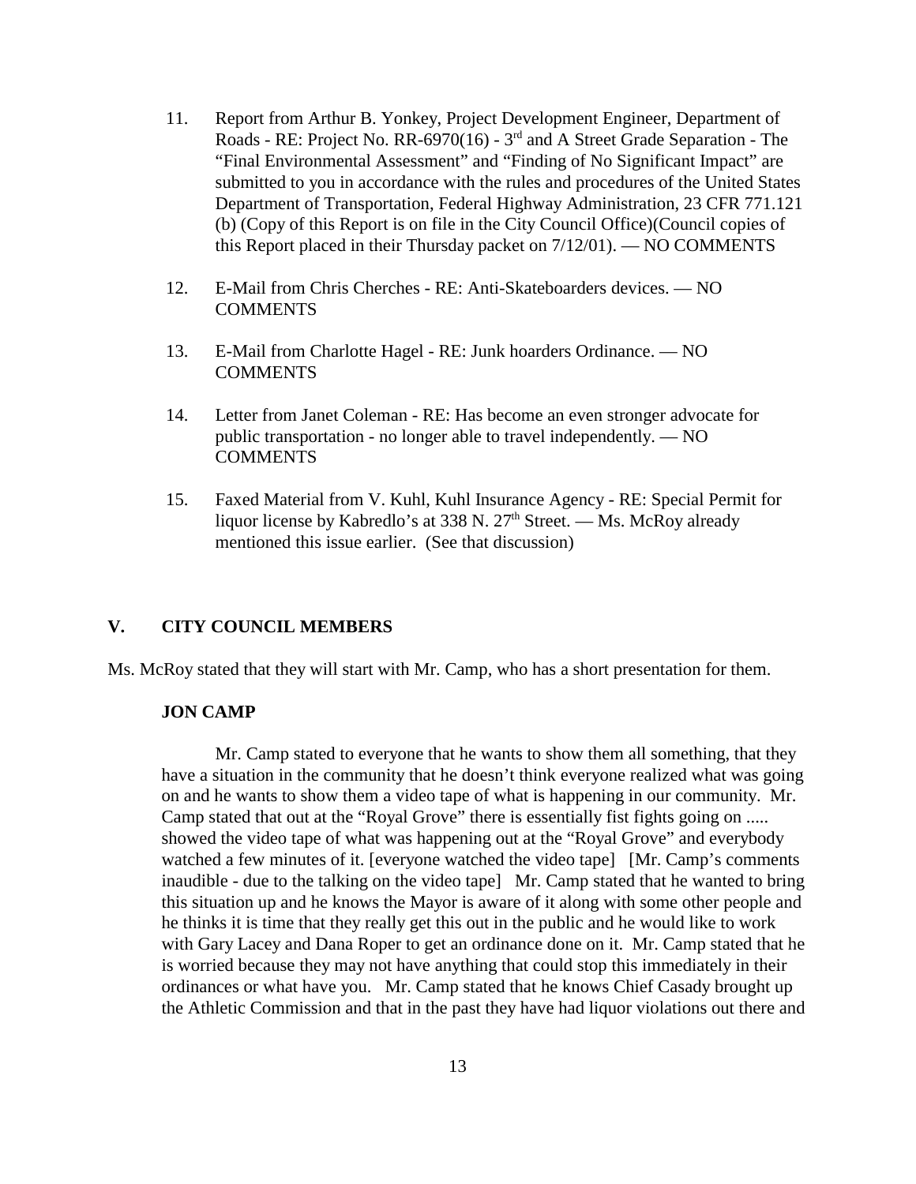11. Report from Arthur B. Yonkey, Project Development Engineer, Department of Roads - RE: Project No. RR-6970(16) - 3rd and A Street Grade Separation - The "Final Environmental Assessment" and "Finding of No Significant Impact" are submitted to you in accordance with the rules and procedures of the United States Department of Transportation, Federal Highway Administration, 23 CFR 771.121 (b) (Copy of this Report is on file in the City Council Office)(Council copies of this Report placed in their Thursday packet on 7/12/01). — NO COMMENTS

12. E-Mail from Chris Cherches - RE: Anti-Skateboarders devices. — NO COMMENTS

13. E-Mail from Charlotte Hagel - RE: Junk hoarders Ordinance. — NO COMMENTS

14. Letter from Janet Coleman - RE: Has become an even stronger advocate for public transportation - no longer able to travel independently. — NO COMMENTS

15. Faxed Material from V. Kuhl, Kuhl Insurance Agency - RE: Special Permit for liquor license by Kabredlo's at 338 N. 27th Street. — Ms. McRoy already mentioned this issue earlier. (See that discussion)

## V. CITY COUNCIL MEMBERS

Ms. McRoy stated that they will start with Mr. Camp, who has a short presentation for them.

### JON CAMP

Mr. Camp stated to everyone that he wants to show them all something, that they have a situation in the community that he doesn't think everyone realized what was going on and he wants to show them a video tape of what is happening in our community. Mr. Camp stated that out at the "Royal Grove" there is essentially fist fights going on ..... showed the video tape of what was happening out at the "Royal Grove" and everybody watched a few minutes of it. [everyone watched the video tape] [Mr. Camp's comments inaudible - due to the talking on the video tape] Mr. Camp stated that he wanted to bring this situation up and he knows the Mayor is aware of it along with some other people and he thinks it is time that they really get this out in the public and he would like to work with Gary Lacey and Dana Roper to get an ordinance done on it. Mr. Camp stated that he is worried because they may not have anything that could stop this immediately in their ordinances or what have you. Mr. Camp stated that he knows Chief Casady brought up the Athletic Commission and that in the past they have had liquor violations out there and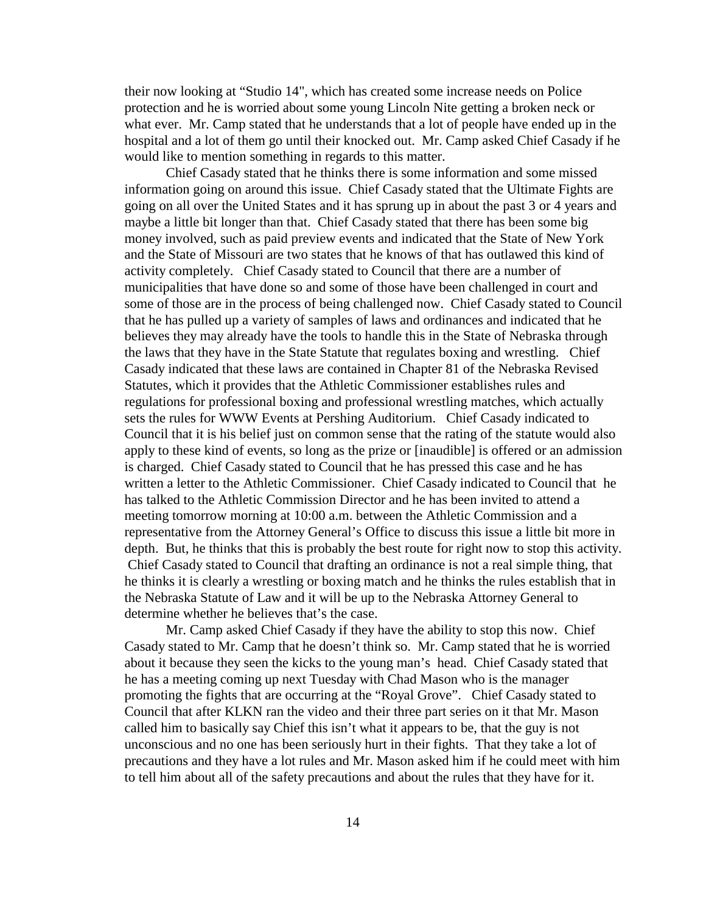their now looking at "Studio 14", which has created some increase needs on Police protection and he is worried about some young Lincoln Nite getting a broken neck or what ever. Mr. Camp stated that he understands that a lot of people have ended up in the hospital and a lot of them go until their knocked out. Mr. Camp asked Chief Casady if he would like to mention something in regards to this matter.

Chief Casady stated that he thinks there is some information and some missed information going on around this issue. Chief Casady stated that the Ultimate Fights are going on all over the United States and it has sprung up in about the past 3 or 4 years and maybe a little bit longer than that. Chief Casady stated that there has been some big money involved, such as paid preview events and indicated that the State of New York and the State of Missouri are two states that he knows of that has outlawed this kind of activity completely. Chief Casady stated to Council that there are a number of municipalities that have done so and some of those have been challenged in court and some of those are in the process of being challenged now. Chief Casady stated to Council that he has pulled up a variety of samples of laws and ordinances and indicated that he believes they may already have the tools to handle this in the State of Nebraska through the laws that they have in the State Statute that regulates boxing and wrestling. Chief Casady indicated that these laws are contained in Chapter 81 of the Nebraska Revised Statutes, which it provides that the Athletic Commissioner establishes rules and regulations for professional boxing and professional wrestling matches, which actually sets the rules for WWW Events at Pershing Auditorium. Chief Casady indicated to Council that it is his belief just on common sense that the rating of the statute would also apply to these kind of events, so long as the prize or [inaudible] is offered or an admission is charged. Chief Casady stated to Council that he has pressed this case and he has written a letter to the Athletic Commissioner. Chief Casady indicated to Council that he has talked to the Athletic Commission Director and he has been invited to attend a meeting tomorrow morning at 10:00 a.m. between the Athletic Commission and a representative from the Attorney General's Office to discuss this issue a little bit more in depth. But, he thinks that this is probably the best route for right now to stop this activity. Chief Casady stated to Council that drafting an ordinance is not a real simple thing, that he thinks it is clearly a wrestling or boxing match and he thinks the rules establish that in the Nebraska Statute of Law and it will be up to the Nebraska Attorney General to determine whether he believes that's the case.

Mr. Camp asked Chief Casady if they have the ability to stop this now. Chief Casady stated to Mr. Camp that he doesn't think so. Mr. Camp stated that he is worried about it because they seen the kicks to the young man's head. Chief Casady stated that he has a meeting coming up next Tuesday with Chad Mason who is the manager promoting the fights that are occurring at the "Royal Grove". Chief Casady stated to Council that after KLKN ran the video and their three part series on it that Mr. Mason called him to basically say Chief this isn't what it appears to be, that the guy is not unconscious and no one has been seriously hurt in their fights. That they take a lot of precautions and they have a lot rules and Mr. Mason asked him if he could meet with him to tell him about all of the safety precautions and about the rules that they have for it.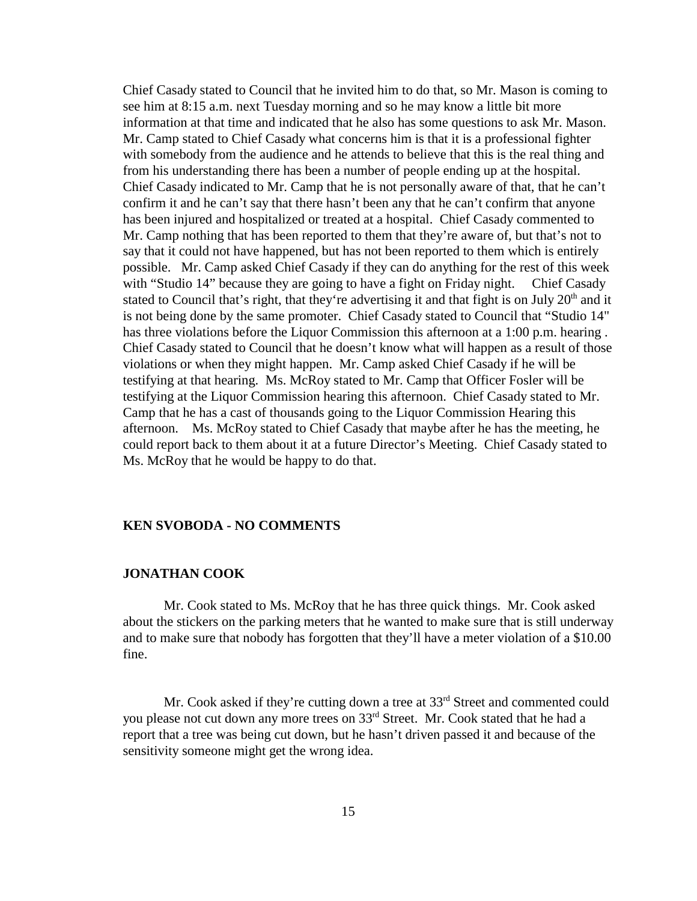Chief Casady stated to Council that he invited him to do that, so Mr. Mason is coming to see him at 8:15 a.m. next Tuesday morning and so he may know a little bit more information at that time and indicated that he also has some questions to ask Mr. Mason. Mr. Camp stated to Chief Casady what concerns him is that it is a professional fighter with somebody from the audience and he attends to believe that this is the real thing and from his understanding there has been a number of people ending up at the hospital. Chief Casady indicated to Mr. Camp that he is not personally aware of that, that he can't confirm it and he can't say that there hasn't been any that he can't confirm that anyone has been injured and hospitalized or treated at a hospital. Chief Casady commented to Mr. Camp nothing that has been reported to them that they're aware of, but that's not to say that it could not have happened, but has not been reported to them which is entirely possible. Mr. Camp asked Chief Casady if they can do anything for the rest of this week with "Studio 14" because they are going to have a fight on Friday night. Chief Casady stated to Council that's right, that they're advertising it and that fight is on July 20th and it is not being done by the same promoter. Chief Casady stated to Council that "Studio 14" has three violations before the Liquor Commission this afternoon at a 1:00 p.m. hearing . Chief Casady stated to Council that he doesn't know what will happen as a result of those violations or when they might happen. Mr. Camp asked Chief Casady if he will be testifying at that hearing. Ms. McRoy stated to Mr. Camp that Officer Fosler will be testifying at the Liquor Commission hearing this afternoon. Chief Casady stated to Mr. Camp that he has a cast of thousands going to the Liquor Commission Hearing this afternoon. Ms. McRoy stated to Chief Casady that maybe after he has the meeting, he could report back to them about it at a future Director's Meeting. Chief Casady stated to Ms. McRoy that he would be happy to do that.

**KEN SVOBODA - NO COMMENTS**

**JONATHAN COOK**

Mr. Cook stated to Ms. McRoy that he has three quick things. Mr. Cook asked about the stickers on the parking meters that he wanted to make sure that is still underway and to make sure that nobody has forgotten that they'll have a meter violation of a $10.00 fine.

Mr. Cook asked if they're cutting down a tree at 33rd Street and commented could you please not cut down any more trees on 33rd Street. Mr. Cook stated that he had a report that a tree was being cut down, but he hasn't driven passed it and because of the sensitivity someone might get the wrong idea.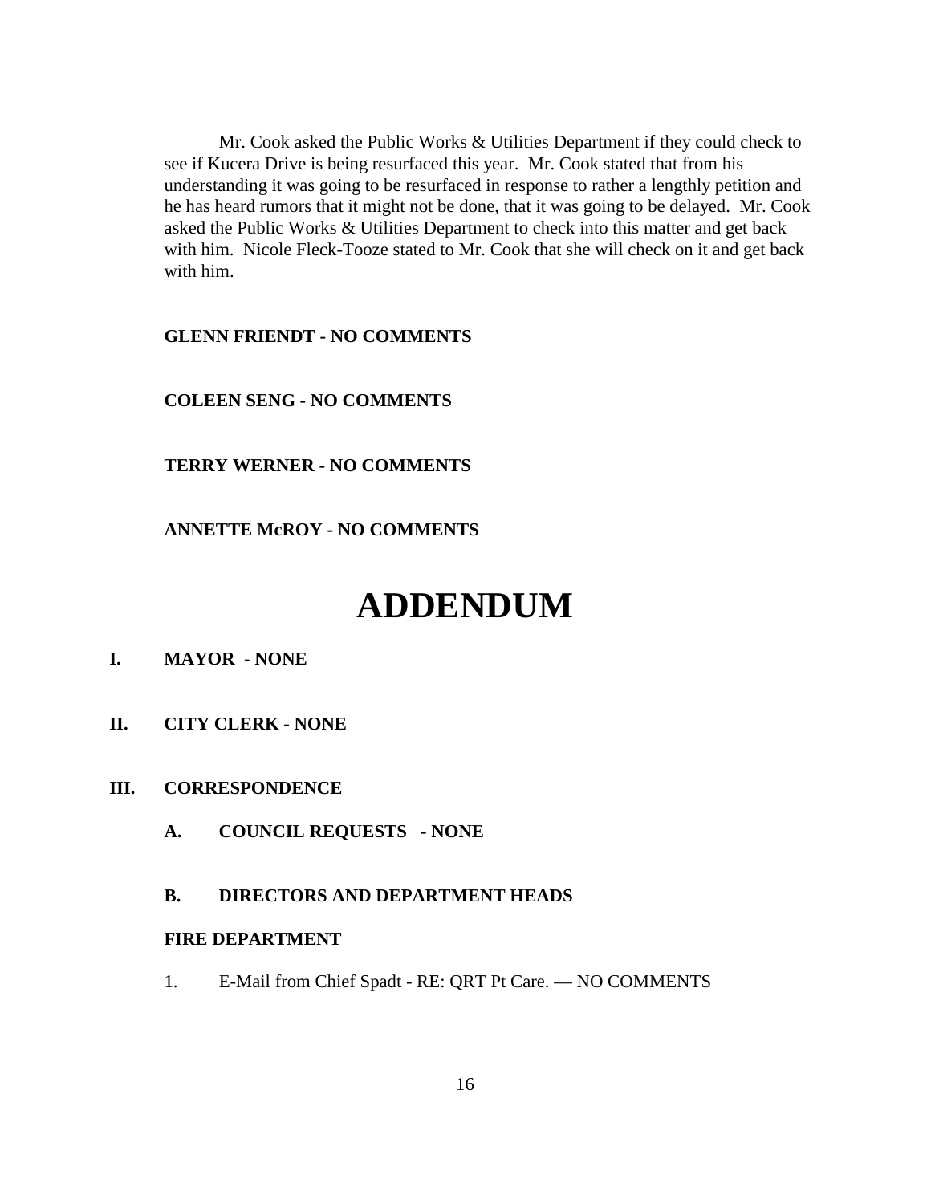Mr. Cook asked the Public Works & Utilities Department if they could check to see if Kucera Drive is being resurfaced this year. Mr. Cook stated that from his understanding it was going to be resurfaced in response to rather a lengthly petition and he has heard rumors that it might not be done, that it was going to be delayed. Mr. Cook asked the Public Works & Utilities Department to check into this matter and get back with him. Nicole Fleck-Tooze stated to Mr. Cook that she will check on it and get back with him.

**GLENN FRIENDT - NO COMMENTS**

**COLEEN SENG - NO COMMENTS**

**TERRY WERNER - NO COMMENTS**

**ANNETTE McROY - NO COMMENTS**

# ADDENDUM

**I. MAYOR - NONE**

**II. CITY CLERK - NONE**

**III. CORRESPONDENCE**

**A. COUNCIL REQUESTS - NONE**

**B. DIRECTORS AND DEPARTMENT HEADS**

**FIRE DEPARTMENT**

1. E-Mail from Chief Spadt - RE: QRT Pt Care. — NO COMMENTS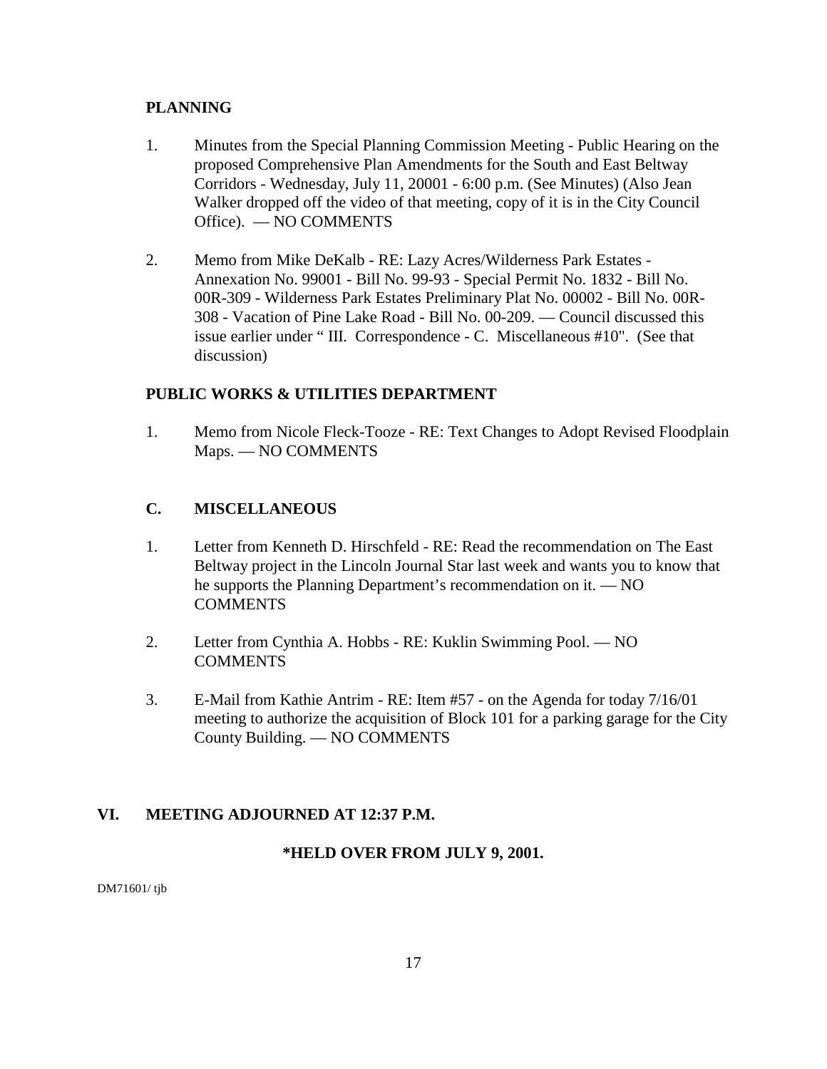**PLANNING**

1. Minutes from the Special Planning Commission Meeting - Public Hearing on the proposed Comprehensive Plan Amendments for the South and East Beltway Corridors - Wednesday, July 11, 20001 - 6:00 p.m. (See Minutes) (Also Jean Walker dropped off the video of that meeting, copy of it is in the City Council Office). — NO COMMENTS

2. Memo from Mike DeKalb - RE: Lazy Acres/Wilderness Park Estates - Annexation No. 99001 - Bill No. 99-93 - Special Permit No. 1832 - Bill No. 00R-309 - Wilderness Park Estates Preliminary Plat No. 00002 - Bill No. 00R-308 - Vacation of Pine Lake Road - Bill No. 00-209. — Council discussed this issue earlier under " III. Correspondence - C. Miscellaneous #10". (See that discussion)

**PUBLIC WORKS & UTILITIES DEPARTMENT**

1. Memo from Nicole Fleck-Tooze - RE: Text Changes to Adopt Revised Floodplain Maps. — NO COMMENTS

**C. MISCELLANEOUS**

1. Letter from Kenneth D. Hirschfeld - RE: Read the recommendation on The East Beltway project in the Lincoln Journal Star last week and wants you to know that he supports the Planning Department's recommendation on it. — NO COMMENTS

2. Letter from Cynthia A. Hobbs - RE: Kuklin Swimming Pool. — NO COMMENTS

3. E-Mail from Kathie Antrim - RE: Item #57 - on the Agenda for today 7/16/01 meeting to authorize the acquisition of Block 101 for a parking garage for the City County Building. — NO COMMENTS

**VI. MEETING ADJOURNED AT 12:37 P.M.**

**\*HELD OVER FROM JULY 9, 2001.**

DM71601/ tjb